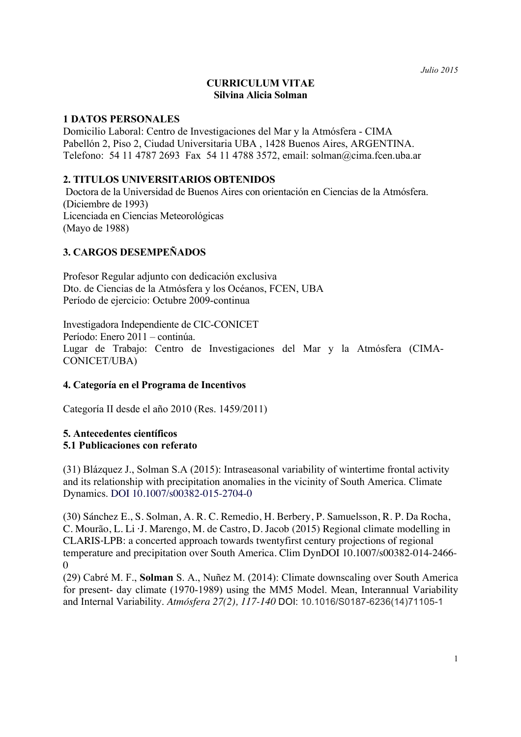*Julio 2015*

**CURRICULUM VITAE**
**Silvina Alicia Solman**

## 1 DATOS PERSONALES

Domicilio Laboral: Centro de Investigaciones del Mar y la Atmósfera - CIMA
Pabellón 2, Piso 2, Ciudad Universitaria UBA , 1428 Buenos Aires, ARGENTINA.
Telefono: 54 11 4787 2693 Fax 54 11 4788 3572, email: solman@cima.fcen.uba.ar

## 2. TITULOS UNIVERSITARIOS OBTENIDOS

Doctora de la Universidad de Buenos Aires con orientación en Ciencias de la Atmósfera.
(Diciembre de 1993)
Licenciada en Ciencias Meteorológicas
(Mayo de 1988)

## 3. CARGOS DESEMPEÑADOS

Profesor Regular adjunto con dedicación exclusiva
Dto. de Ciencias de la Atmósfera y los Océanos, FCEN, UBA
Período de ejercicio: Octubre 2009-continua

Investigadora Independiente de CIC-CONICET
Período: Enero 2011 – continúa.
Lugar de Trabajo: Centro de Investigaciones del Mar y la Atmósfera (CIMA-CONICET/UBA)

## 4. Categoría en el Programa de Incentivos

Categoría II desde el año 2010 (Res. 1459/2011)

## 5. Antecedentes científicos

### 5.1 Publicaciones con referato

(31) Blázquez J., Solman S.A (2015): Intraseasonal variability of wintertime frontal activity and its relationship with precipitation anomalies in the vicinity of South America. Climate Dynamics. DOI 10.1007/s00382-015-2704-0

(30) Sánchez E., S. Solman, A. R. C. Remedio, H. Berbery, P. Samuelsson, R. P. Da Rocha, C. Mourão, L. Li ·J. Marengo, M. de Castro, D. Jacob (2015) Regional climate modelling in CLARIS-LPB: a concerted approach towards twentyfirst century projections of regional temperature and precipitation over South America. Clim DynDOI 10.1007/s00382-014-2466-0

(29) Cabré M. F., **Solman** S. A., Nuñez M. (2014): Climate downscaling over South America for present- day climate (1970-1989) using the MM5 Model. Mean, Interannual Variability and Internal Variability. *Atmósfera 27(2), 117-140* DOI: 10.1016/S0187-6236(14)71105-1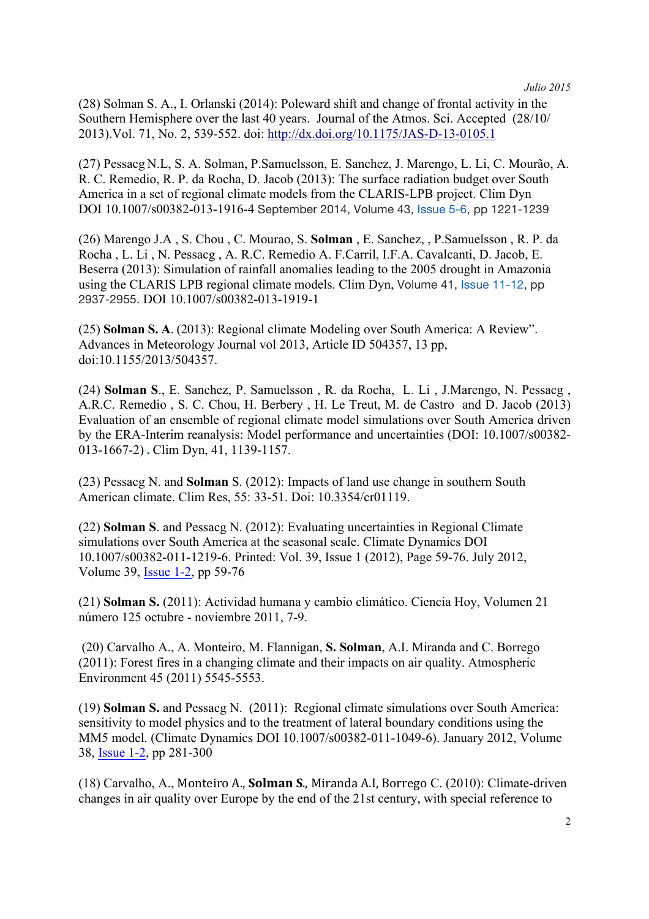(28) Solman S. A., I. Orlanski (2014): Poleward shift and change of frontal activity in the Southern Hemisphere over the last 40 years. Journal of the Atmos. Sci. Accepted (28/10/2013).Vol. 71, No. 2, 539-552. doi: http://dx.doi.org/10.1175/JAS-D-13-0105.1

(27) Pessacg N.L, S. A. Solman, P.Samuelsson, E. Sanchez, J. Marengo, L. Li, C. Mourão, A. R. C. Remedio, R. P. da Rocha, D. Jacob (2013): The surface radiation budget over South America in a set of regional climate models from the CLARIS-LPB project. Clim Dyn DOI 10.1007/s00382-013-1916-4 September 2014, Volume 43, Issue 5-6, pp 1221-1239

(26) Marengo J.A , S. Chou , C. Mourao, S. **Solman** , E. Sanchez, , P.Samuelsson , R. P. da Rocha , L. Li , N. Pessacg , A. R.C. Remedio A. F.Carril, I.F.A. Cavalcanti, D. Jacob, E. Beserra (2013): Simulation of rainfall anomalies leading to the 2005 drought in Amazonia using the CLARIS LPB regional climate models. Clim Dyn, Volume 41, Issue 11-12, pp 2937-2955. DOI 10.1007/s00382-013-1919-1

(25) **Solman S. A**. (2013): Regional climate Modeling over South America: A Review". Advances in Meteorology Journal vol 2013, Article ID 504357, 13 pp, doi:10.1155/2013/504357.

(24) **Solman S**., E. Sanchez, P. Samuelsson , R. da Rocha, L. Li , J.Marengo, N. Pessacg , A.R.C. Remedio , S. C. Chou, H. Berbery , H. Le Treut, M. de Castro and D. Jacob (2013) Evaluation of an ensemble of regional climate model simulations over South America driven by the ERA-Interim reanalysis: Model performance and uncertainties (DOI: 10.1007/s00382-013-1667-2) **.** Clim Dyn, 41, 1139-1157.

(23) Pessacg N. and **Solman** S. (2012): Impacts of land use change in southern South American climate. Clim Res, 55: 33-51. Doi: 10.3354/cr01119.

(22) **Solman S**. and Pessacg N. (2012): Evaluating uncertainties in Regional Climate simulations over South America at the seasonal scale. Climate Dynamics DOI 10.1007/s00382-011-1219-6. Printed: Vol. 39, Issue 1 (2012), Page 59-76. July 2012, Volume 39, Issue 1-2, pp 59-76

(21) **Solman S.** (2011): Actividad humana y cambio climático. Ciencia Hoy, Volumen 21 número 125 octubre - noviembre 2011, 7-9.

(20) Carvalho A., A. Monteiro, M. Flannigan, **S. Solman**, A.I. Miranda and C. Borrego (2011): Forest fires in a changing climate and their impacts on air quality. Atmospheric Environment 45 (2011) 5545-5553.

(19) **Solman S.** and Pessacg N. (2011): Regional climate simulations over South America: sensitivity to model physics and to the treatment of lateral boundary conditions using the MM5 model. (Climate Dynamics DOI 10.1007/s00382-011-1049-6). January 2012, Volume 38, Issue 1-2, pp 281-300

(18) Carvalho, A., Monteiro A., **Solman S.**, Miranda A.I, Borrego C. (2010): Climate-driven changes in air quality over Europe by the end of the 21st century, with special reference to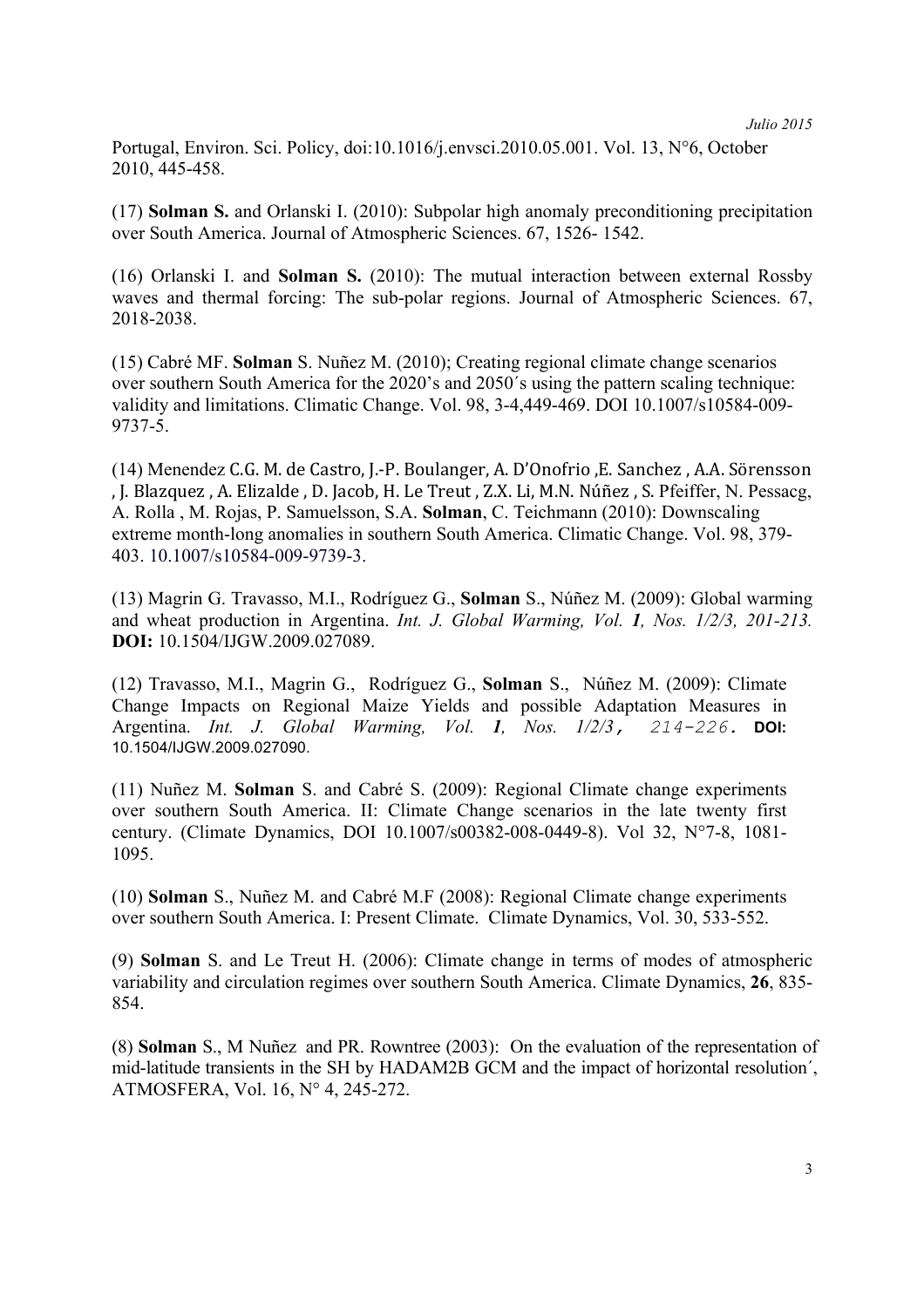Portugal, Environ. Sci. Policy, doi:10.1016/j.envsci.2010.05.001. Vol. 13, N°6, October 2010, 445-458.

(17) **Solman S.** and Orlanski I. (2010): Subpolar high anomaly preconditioning precipitation over South America. Journal of Atmospheric Sciences. 67, 1526- 1542.

(16) Orlanski I. and **Solman S.** (2010): The mutual interaction between external Rossby waves and thermal forcing: The sub-polar regions. Journal of Atmospheric Sciences. 67, 2018-2038.

(15) Cabré MF. **Solman** S. Nuñez M. (2010); Creating regional climate change scenarios over southern South America for the 2020's and 2050´s using the pattern scaling technique: validity and limitations. Climatic Change. Vol. 98, 3-4,449-469. DOI 10.1007/s10584-009-9737-5.

(14) Menendez C.G. M. de Castro, J.-P. Boulanger, A. D'Onofrio ,E. Sanchez , A.A. Sörensson , J. Blazquez , A. Elizalde , D. Jacob, H. Le Treut , Z.X. Li, M.N. Núñez , S. Pfeiffer, N. Pessacg, A. Rolla , M. Rojas, P. Samuelsson, S.A. **Solman**, C. Teichmann (2010): Downscaling extreme month-long anomalies in southern South America. Climatic Change. Vol. 98, 379-403. 10.1007/s10584-009-9739-3.

(13) Magrin G. Travasso, M.I., Rodríguez G., **Solman** S., Núñez M. (2009): Global warming and wheat production in Argentina. *Int. J. Global Warming, Vol.* ***1****, Nos. 1/2/3, 201-213.* **DOI:** 10.1504/IJGW.2009.027089.

(12) Travasso, M.I., Magrin G., Rodríguez G., **Solman** S., Núñez M. (2009): Climate Change Impacts on Regional Maize Yields and possible Adaptation Measures in Argentina. *Int. J. Global Warming, Vol.* ***1****, Nos. 1/2/3, 214-226.* **DOI:** 10.1504/IJGW.2009.027090.

(11) Nuñez M. **Solman** S. and Cabré S. (2009): Regional Climate change experiments over southern South America. II: Climate Change scenarios in the late twenty first century. (Climate Dynamics, DOI 10.1007/s00382-008-0449-8). Vol 32, N°7-8, 1081-1095.

(10) **Solman** S., Nuñez M. and Cabré M.F (2008): Regional Climate change experiments over southern South America. I: Present Climate. Climate Dynamics, Vol. 30, 533-552.

(9) **Solman** S. and Le Treut H. (2006): Climate change in terms of modes of atmospheric variability and circulation regimes over southern South America. Climate Dynamics, **26**, 835-854.

(8) **Solman** S., M Nuñez and PR. Rowntree (2003): On the evaluation of the representation of mid-latitude transients in the SH by HADAM2B GCM and the impact of horizontal resolution´, ATMOSFERA, Vol. 16, N° 4, 245-272.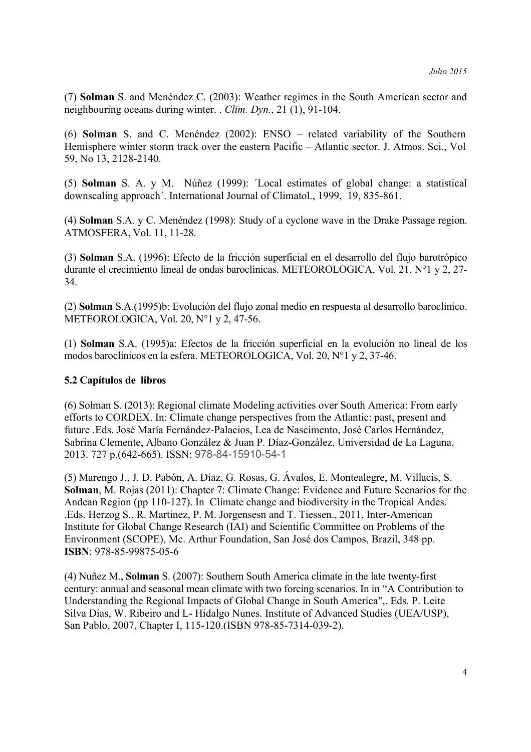(7) **Solman** S. and Menéndez C. (2003): Weather regimes in the South American sector and neighbouring oceans during winter. . *Clim. Dyn.*, 21 (1), 91-104.

(6) **Solman** S. and C. Menéndez (2002): ENSO – related variability of the Southern Hemisphere winter storm track over the eastern Pacific – Atlantic sector. J. Atmos. Sci., Vol 59, No 13, 2128-2140.

(5) **Solman** S. A. y M. Núñez (1999): ´Local estimates of global change: a statistical downscaling approach´. International Journal of Climatol., 1999, 19, 835-861.

(4) **Solman** S.A. y C. Menéndez (1998): Study of a cyclone wave in the Drake Passage region. ATMOSFERA, Vol. 11, 11-28.

(3) **Solman** S.A. (1996): Efecto de la fricción superficial en el desarrollo del flujo barotrópico durante el crecimiento lineal de ondas baroclínicas. METEOROLOGICA, Vol. 21, N°1 y 2, 27-34.

(2) **Solman** S.A.(1995)b: Evolución del flujo zonal medio en respuesta al desarrollo baroclínico. METEOROLOGICA, Vol. 20, N°1 y 2, 47-56.

(1) **Solman** S.A. (1995)a: Efectos de la fricción superficial en la evolución no lineal de los modos baroclínicos en la esfera. METEOROLOGICA, Vol. 20, N°1 y 2, 37-46.

### 5.2 Capítulos de libros

(6) Solman S. (2013): Regional climate Modeling activities over South America: From early efforts to CORDEX. In: Climate change perspectives from the Atlantic: past, present and future .Eds. José María Fernández-Palacios, Lea de Nascimento, José Carlos Hernández, Sabrina Clemente, Albano González & Juan P. Díaz-González, Universidad de La Laguna, 2013. 727 p.(642-665). ISSN: 978-84-15910-54-1

(5) Marengo J., J. D. Pabón, A. Díaz, G. Rosas, G. Ávalos, E. Montealegre, M. Villacis, S. **Solman**, M. Rojas (2011): Chapter 7: Climate Change: Evidence and Future Scenarios for the Andean Region (pp 110-127). In Climate change and biodiversity in the Tropical Andes. .Eds. Herzog S., R. Martinez, P. M. Jorgensesn and T. Tiessen., 2011, Inter-American Institute for Global Change Research (IAI) and Scientific Committee on Problems of the Environment (SCOPE), Mc. Arthur Foundation, San José dos Campos, Brazil, 348 pp. **ISBN**: 978-85-99875-05-6

(4) Nuñez M., **Solman** S. (2007): Southern South America climate in the late twenty-first century: annual and seasonal mean climate with two forcing scenarios. In in “A Contribution to Understanding the Regional Impacts of Global Change in South America",. Eds. P. Leite Silva Días, W. Ribeiro and L- Hidalgo Nunes. Institute of Advanced Studies (UEA/USP), San Pablo, 2007, Chapter I, 115-120.(ISBN 978-85-7314-039-2).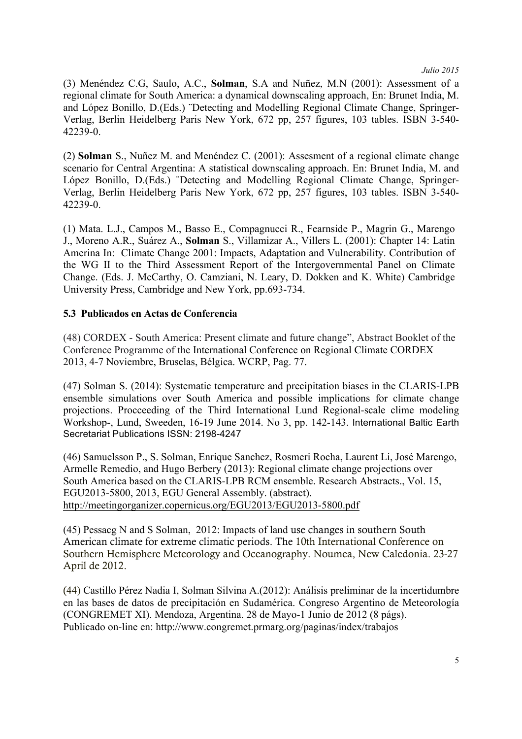(3) Menéndez C.G, Saulo, A.C., **Solman**, S.A and Nuñez, M.N (2001): Assessment of a regional climate for South America: a dynamical downscaling approach, En: Brunet India, M. and López Bonillo, D.(Eds.) ¨Detecting and Modelling Regional Climate Change, Springer-Verlag, Berlin Heidelberg Paris New York, 672 pp, 257 figures, 103 tables. ISBN 3-540-42239-0.

(2) **Solman** S., Nuñez M. and Menéndez C. (2001): Assesment of a regional climate change scenario for Central Argentina: A statistical downscaling approach. En: Brunet India, M. and López Bonillo, D.(Eds.) ¨Detecting and Modelling Regional Climate Change, Springer-Verlag, Berlin Heidelberg Paris New York, 672 pp, 257 figures, 103 tables. ISBN 3-540-42239-0.

(1) Mata. L.J., Campos M., Basso E., Compagnucci R., Fearnside P., Magrin G., Marengo J., Moreno A.R., Suárez A., **Solman** S., Villamizar A., Villers L. (2001): Chapter 14: Latin Amerina In: Climate Change 2001: Impacts, Adaptation and Vulnerability. Contribution of the WG II to the Third Assessment Report of the Intergovernmental Panel on Climate Change. (Eds. J. McCarthy, O. Camziani, N. Leary, D. Dokken and K. White) Cambridge University Press, Cambridge and New York, pp.693-734.

### 5.3 Publicados en Actas de Conferencia

(48) CORDEX - South America: Present climate and future change", Abstract Booklet of the Conference Programme of the International Conference on Regional Climate CORDEX 2013, 4-7 Noviembre, Bruselas, Bélgica. WCRP, Pag. 77.

(47) Solman S. (2014): Systematic temperature and precipitation biases in the CLARIS-LPB ensemble simulations over South America and possible implications for climate change projections. Procceeding of the Third International Lund Regional-scale clime modeling Workshop-, Lund, Sweeden, 16-19 June 2014. No 3, pp. 142-143. International Baltic Earth Secretariat Publications ISSN: 2198-4247

(46) Samuelsson P., S. Solman, Enrique Sanchez, Rosmeri Rocha, Laurent Li, José Marengo, Armelle Remedio, and Hugo Berbery (2013): Regional climate change projections over South America based on the CLARIS-LPB RCM ensemble. Research Abstracts., Vol. 15, EGU2013-5800, 2013, EGU General Assembly. (abstract). http://meetingorganizer.copernicus.org/EGU2013/EGU2013-5800.pdf

(45) Pessacg N and S Solman, 2012: Impacts of land use changes in southern South American climate for extreme climatic periods. The 10th International Conference on Southern Hemisphere Meteorology and Oceanography. Noumea, New Caledonia. 23-27 April de 2012.

(44) Castillo Pérez Nadia I, Solman Silvina A.(2012): Análisis preliminar de la incertidumbre en las bases de datos de precipitación en Sudamérica. Congreso Argentino de Meteorología (CONGREMET XI). Mendoza, Argentina. 28 de Mayo-1 Junio de 2012 (8 págs). Publicado on-line en: http://www.congremet.prmarg.org/paginas/index/trabajos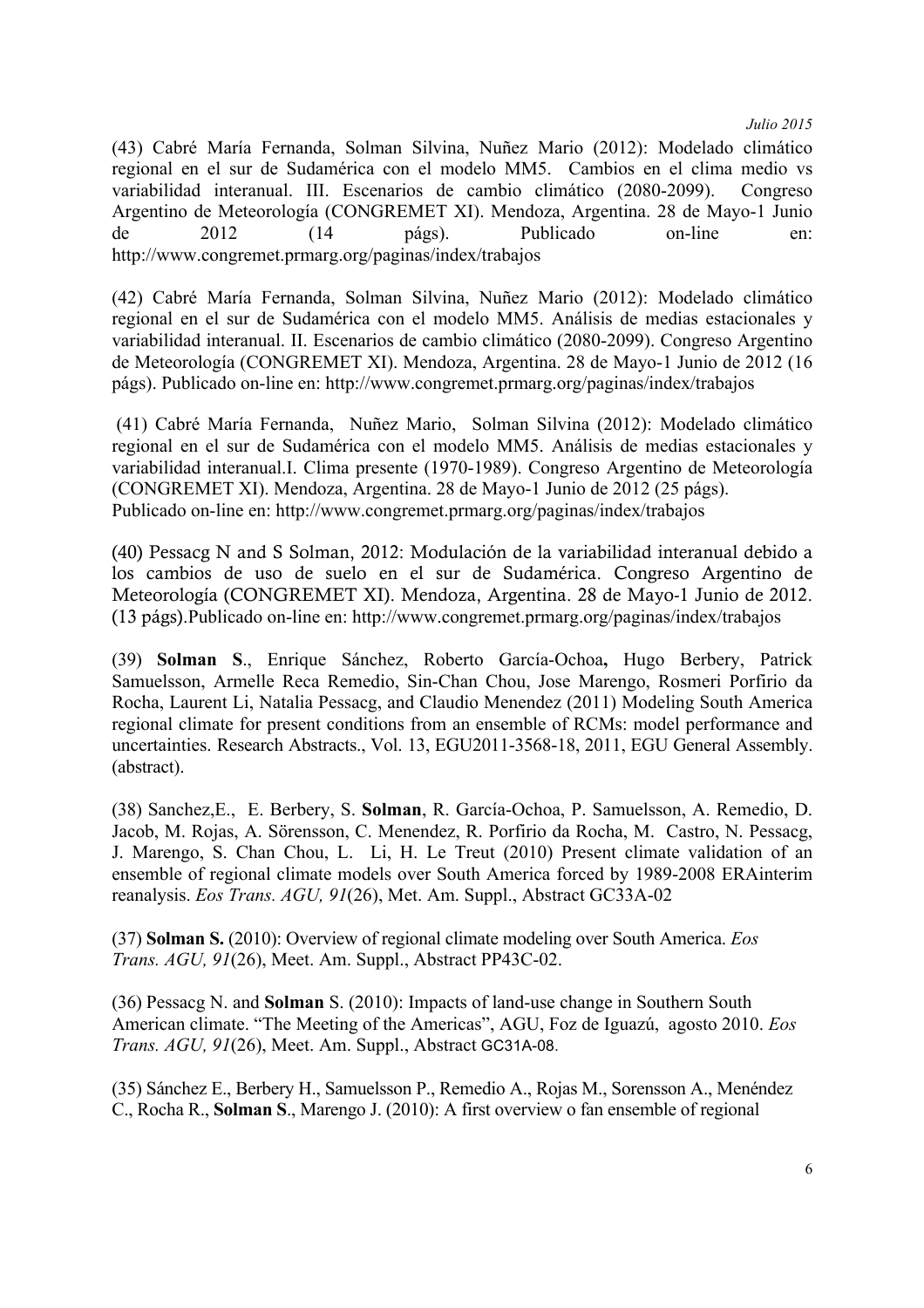(43) Cabré María Fernanda, Solman Silvina, Nuñez Mario (2012): Modelado climático regional en el sur de Sudamérica con el modelo MM5. Cambios en el clima medio vs variabilidad interanual. III. Escenarios de cambio climático (2080-2099). Congreso Argentino de Meteorología (CONGREMET XI). Mendoza, Argentina. 28 de Mayo-1 Junio de 2012 (14 págs). Publicado on-line en: http://www.congremet.prmarg.org/paginas/index/trabajos

(42) Cabré María Fernanda, Solman Silvina, Nuñez Mario (2012): Modelado climático regional en el sur de Sudamérica con el modelo MM5. Análisis de medias estacionales y variabilidad interanual. II. Escenarios de cambio climático (2080-2099). Congreso Argentino de Meteorología (CONGREMET XI). Mendoza, Argentina. 28 de Mayo-1 Junio de 2012 (16 págs). Publicado on-line en: http://www.congremet.prmarg.org/paginas/index/trabajos

(41) Cabré María Fernanda, Nuñez Mario, Solman Silvina (2012): Modelado climático regional en el sur de Sudamérica con el modelo MM5. Análisis de medias estacionales y variabilidad interanual.I. Clima presente (1970-1989). Congreso Argentino de Meteorología (CONGREMET XI). Mendoza, Argentina. 28 de Mayo-1 Junio de 2012 (25 págs). Publicado on-line en: http://www.congremet.prmarg.org/paginas/index/trabajos

(40) Pessacg N and S Solman, 2012: Modulación de la variabilidad interanual debido a los cambios de uso de suelo en el sur de Sudamérica. Congreso Argentino de Meteorología (CONGREMET XI). Mendoza, Argentina. 28 de Mayo-1 Junio de 2012. (13 págs).Publicado on-line en: http://www.congremet.prmarg.org/paginas/index/trabajos

(39) **Solman S**., Enrique Sánchez, Roberto García-Ochoa**,** Hugo Berbery, Patrick Samuelsson, Armelle Reca Remedio, Sin-Chan Chou, Jose Marengo, Rosmeri Porfirio da Rocha, Laurent Li, Natalia Pessacg, and Claudio Menendez (2011) Modeling South America regional climate for present conditions from an ensemble of RCMs: model performance and uncertainties. Research Abstracts., Vol. 13, EGU2011-3568-18, 2011, EGU General Assembly. (abstract).

(38) Sanchez,E., E. Berbery, S. **Solman**, R. García-Ochoa, P. Samuelsson, A. Remedio, D. Jacob, M. Rojas, A. Sörensson, C. Menendez, R. Porfirio da Rocha, M. Castro, N. Pessacg, J. Marengo, S. Chan Chou, L. Li, H. Le Treut (2010) Present climate validation of an ensemble of regional climate models over South America forced by 1989-2008 ERAinterim reanalysis. *Eos Trans. AGU, 91*(26), Met. Am. Suppl., Abstract GC33A-02

(37) **Solman S.** (2010): Overview of regional climate modeling over South America. *Eos Trans. AGU, 91*(26), Meet. Am. Suppl., Abstract PP43C-02.

(36) Pessacg N. and **Solman** S. (2010): Impacts of land-use change in Southern South American climate. "The Meeting of the Americas", AGU, Foz de Iguazú, agosto 2010. *Eos Trans. AGU, 91*(26), Meet. Am. Suppl., Abstract GC31A-08.

(35) Sánchez E., Berbery H., Samuelsson P., Remedio A., Rojas M., Sorensson A., Menéndez C., Rocha R., **Solman S**., Marengo J. (2010): A first overview o fan ensemble of regional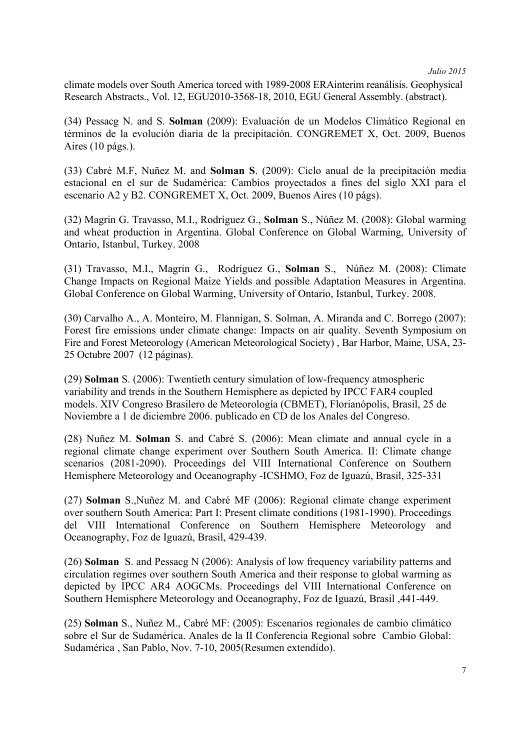climate models over South America torced with 1989-2008 ERAinterim reanálisis. Geophysical Research Abstracts., Vol. 12, EGU2010-3568-18, 2010, EGU General Assembly. (abstract).

(34) Pessacg N. and S. **Solman** (2009): Evaluación de un Modelos Climático Regional en términos de la evolución diaria de la precipitación. CONGREMET X, Oct. 2009, Buenos Aires (10 págs.).

(33) Cabré M.F, Nuñez M. and **Solman S**. (2009): Ciclo anual de la precipitación media estacional en el sur de Sudamérica: Cambios proyectados a fines del siglo XXI para el escenario A2 y B2. CONGREMET X, Oct. 2009, Buenos Aires (10 págs).

(32) Magrin G. Travasso, M.I., Rodríguez G., **Solman** S., Núñez M. (2008): Global warming and wheat production in Argentina. Global Conference on Global Warming, University of Ontario, Istanbul, Turkey. 2008

(31) Travasso, M.I., Magrin G., Rodríguez G., **Solman** S., Núñez M. (2008): Climate Change Impacts on Regional Maize Yields and possible Adaptation Measures in Argentina. Global Conference on Global Warming, University of Ontario, Istanbul, Turkey. 2008.

(30) Carvalho A., A. Monteiro, M. Flannigan, S. Solman, A. Miranda and C. Borrego (2007): Forest fire emissions under climate change: Impacts on air quality. Seventh Symposium on Fire and Forest Meteorology (American Meteorological Society) , Bar Harbor, Maine, USA, 23-25 Octubre 2007 (12 páginas).

(29) **Solman** S. (2006): Twentieth century simulation of low-frequency atmospheric variability and trends in the Southern Hemisphere as depicted by IPCC FAR4 coupled models. XIV Congreso Brasilero de Meteorología (CBMET), Florianópolis, Brasil, 25 de Noviembre a 1 de diciembre 2006. publicado en CD de los Anales del Congreso.

(28) Nuñez M. **Solman** S. and Cabré S. (2006): Mean climate and annual cycle in a regional climate change experiment over Southern South America. II: Climate change scenarios (2081-2090). Proceedings del VIII International Conference on Southern Hemisphere Meteorology and Oceanography -ICSHMO, Foz de Iguazú, Brasil, 325-331

(27) **Solman** S.,Nuñez M. and Cabré MF (2006): Regional climate change experiment over southern South America: Part I: Present climate conditions (1981-1990). Proceedings del VIII International Conference on Southern Hemisphere Meteorology and Oceanography, Foz de Iguazú, Brasil, 429-439.

(26) **Solman** S. and Pessacg N (2006): Analysis of low frequency variability patterns and circulation regimes over southern South America and their response to global warming as depicted by IPCC AR4 AOGCMs. Proceedings del VIII International Conference on Southern Hemisphere Meteorology and Oceanography, Foz de Iguazú, Brasil ,441-449.

(25) **Solman** S., Nuñez M., Cabré MF: (2005): Escenarios regionales de cambio climático sobre el Sur de Sudamérica. Anales de la II Conferencia Regional sobre Cambio Global: Sudamérica , San Pablo, Nov. 7-10, 2005(Resumen extendido).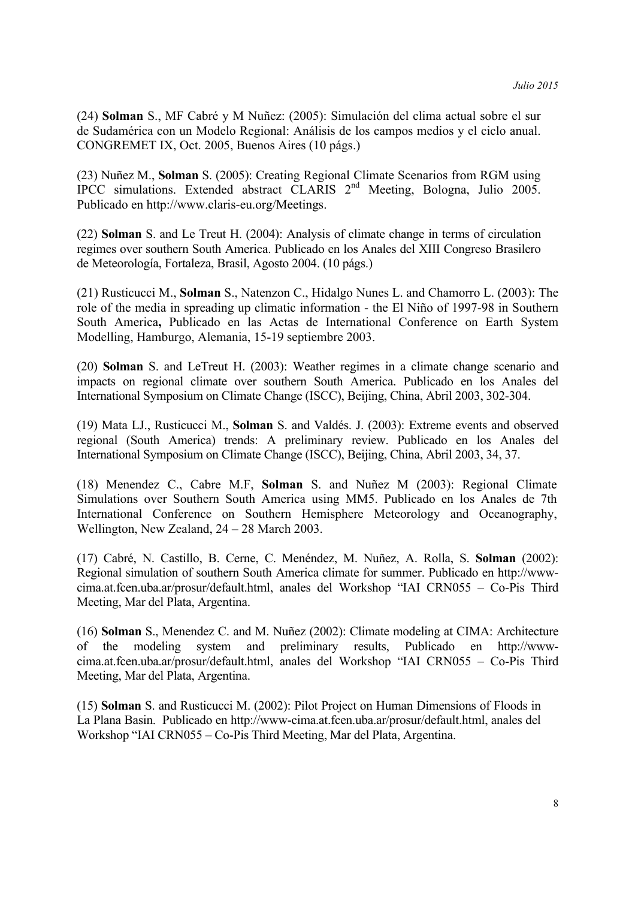(24) **Solman** S., MF Cabré y M Nuñez: (2005): Simulación del clima actual sobre el sur de Sudamérica con un Modelo Regional: Análisis de los campos medios y el ciclo anual. CONGREMET IX, Oct. 2005, Buenos Aires (10 págs.)

(23) Nuñez M., **Solman** S. (2005): Creating Regional Climate Scenarios from RGM using IPCC simulations. Extended abstract CLARIS 2nd Meeting, Bologna, Julio 2005. Publicado en http://www.claris-eu.org/Meetings.

(22) **Solman** S. and Le Treut H. (2004): Analysis of climate change in terms of circulation regimes over southern South America. Publicado en los Anales del XIII Congreso Brasilero de Meteorología, Fortaleza, Brasil, Agosto 2004. (10 págs.)

(21) Rusticucci M., **Solman** S., Natenzon C., Hidalgo Nunes L. and Chamorro L. (2003): The role of the media in spreading up climatic information - the El Niño of 1997-98 in Southern South America**,** Publicado en las Actas de International Conference on Earth System Modelling, Hamburgo, Alemania, 15-19 septiembre 2003.

(20) **Solman** S. and LeTreut H. (2003): Weather regimes in a climate change scenario and impacts on regional climate over southern South America. Publicado en los Anales del International Symposium on Climate Change (ISCC), Beijing, China, Abril 2003, 302-304.

(19) Mata LJ., Rusticucci M., **Solman** S. and Valdés. J. (2003): Extreme events and observed regional (South America) trends: A preliminary review. Publicado en los Anales del International Symposium on Climate Change (ISCC), Beijing, China, Abril 2003, 34, 37.

(18) Menendez C., Cabre M.F, **Solman** S. and Nuñez M (2003): Regional Climate Simulations over Southern South America using MM5. Publicado en los Anales de 7th International Conference on Southern Hemisphere Meteorology and Oceanography, Wellington, New Zealand, 24 – 28 March 2003.

(17) Cabré, N. Castillo, B. Cerne, C. Menéndez, M. Nuñez, A. Rolla, S. **Solman** (2002): Regional simulation of southern South America climate for summer. Publicado en http://www-cima.at.fcen.uba.ar/prosur/default.html, anales del Workshop "IAI CRN055 – Co-Pis Third Meeting, Mar del Plata, Argentina.

(16) **Solman** S., Menendez C. and M. Nuñez (2002): Climate modeling at CIMA: Architecture of the modeling system and preliminary results, Publicado en http://www-cima.at.fcen.uba.ar/prosur/default.html, anales del Workshop "IAI CRN055 – Co-Pis Third Meeting, Mar del Plata, Argentina.

(15) **Solman** S. and Rusticucci M. (2002): Pilot Project on Human Dimensions of Floods in La Plana Basin. Publicado en http://www-cima.at.fcen.uba.ar/prosur/default.html, anales del Workshop "IAI CRN055 – Co-Pis Third Meeting, Mar del Plata, Argentina.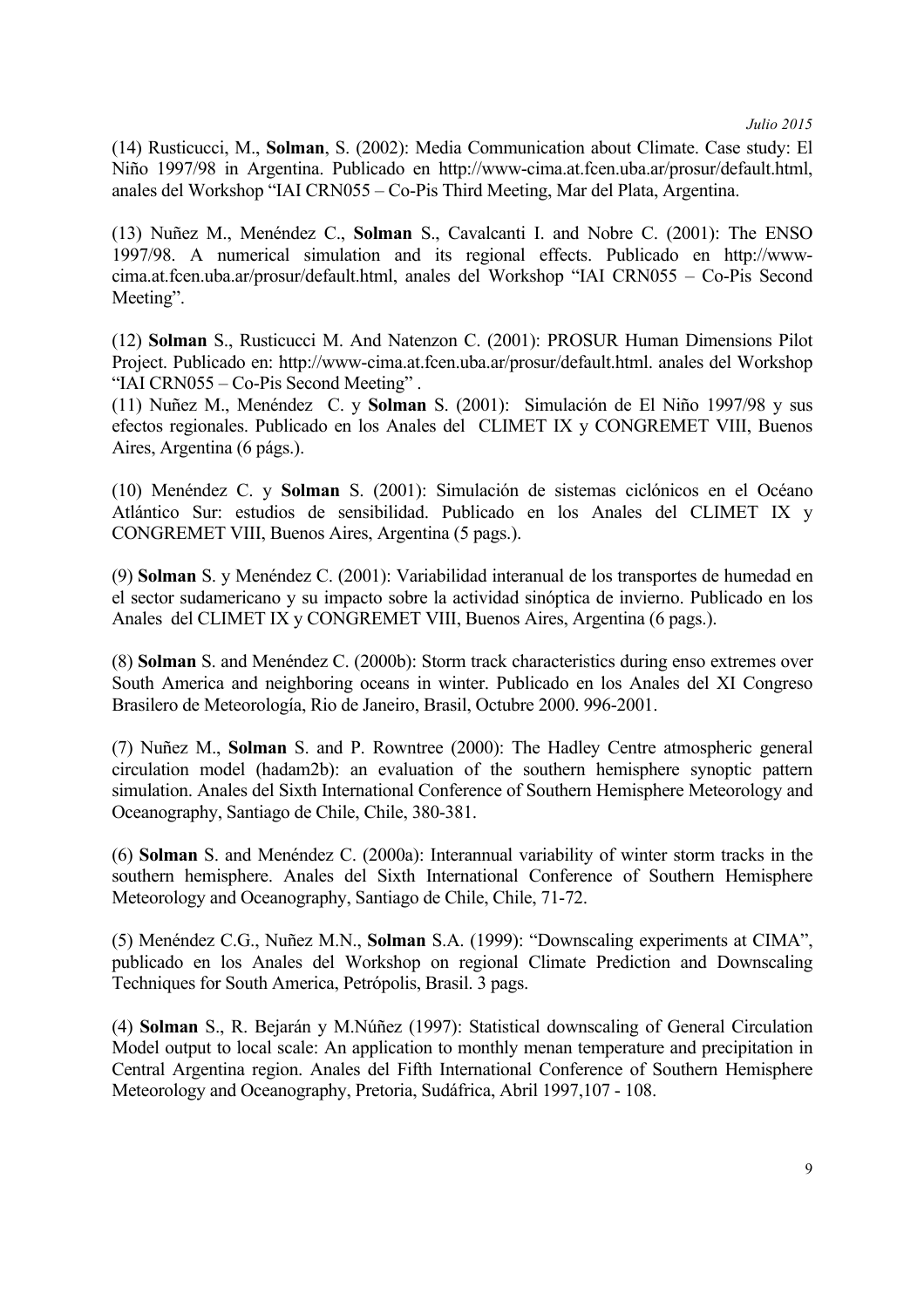(14) Rusticucci, M., **Solman**, S. (2002): Media Communication about Climate. Case study: El Niño 1997/98 in Argentina. Publicado en http://www-cima.at.fcen.uba.ar/prosur/default.html, anales del Workshop "IAI CRN055 – Co-Pis Third Meeting, Mar del Plata, Argentina.

(13) Nuñez M., Menéndez C., **Solman** S., Cavalcanti I. and Nobre C. (2001): The ENSO 1997/98. A numerical simulation and its regional effects. Publicado en http://www-cima.at.fcen.uba.ar/prosur/default.html, anales del Workshop "IAI CRN055 – Co-Pis Second Meeting".

(12) **Solman** S., Rusticucci M. And Natenzon C. (2001): PROSUR Human Dimensions Pilot Project. Publicado en: http://www-cima.at.fcen.uba.ar/prosur/default.html. anales del Workshop "IAI CRN055 – Co-Pis Second Meeting" .

(11) Nuñez M., Menéndez C. y **Solman** S. (2001): Simulación de El Niño 1997/98 y sus efectos regionales. Publicado en los Anales del CLIMET IX y CONGREMET VIII, Buenos Aires, Argentina (6 págs.).

(10) Menéndez C. y **Solman** S. (2001): Simulación de sistemas ciclónicos en el Océano Atlántico Sur: estudios de sensibilidad. Publicado en los Anales del CLIMET IX y CONGREMET VIII, Buenos Aires, Argentina (5 pags.).

(9) **Solman** S. y Menéndez C. (2001): Variabilidad interanual de los transportes de humedad en el sector sudamericano y su impacto sobre la actividad sinóptica de invierno. Publicado en los Anales del CLIMET IX y CONGREMET VIII, Buenos Aires, Argentina (6 pags.).

(8) **Solman** S. and Menéndez C. (2000b): Storm track characteristics during enso extremes over South America and neighboring oceans in winter. Publicado en los Anales del XI Congreso Brasilero de Meteorología, Rio de Janeiro, Brasil, Octubre 2000. 996-2001.

(7) Nuñez M., **Solman** S. and P. Rowntree (2000): The Hadley Centre atmospheric general circulation model (hadam2b): an evaluation of the southern hemisphere synoptic pattern simulation. Anales del Sixth International Conference of Southern Hemisphere Meteorology and Oceanography, Santiago de Chile, Chile, 380-381.

(6) **Solman** S. and Menéndez C. (2000a): Interannual variability of winter storm tracks in the southern hemisphere. Anales del Sixth International Conference of Southern Hemisphere Meteorology and Oceanography, Santiago de Chile, Chile, 71-72.

(5) Menéndez C.G., Nuñez M.N., **Solman** S.A. (1999): "Downscaling experiments at CIMA", publicado en los Anales del Workshop on regional Climate Prediction and Downscaling Techniques for South America, Petrópolis, Brasil. 3 pags.

(4) **Solman** S., R. Bejarán y M.Núñez (1997): Statistical downscaling of General Circulation Model output to local scale: An application to monthly menan temperature and precipitation in Central Argentina region. Anales del Fifth International Conference of Southern Hemisphere Meteorology and Oceanography, Pretoria, Sudáfrica, Abril 1997,107 - 108.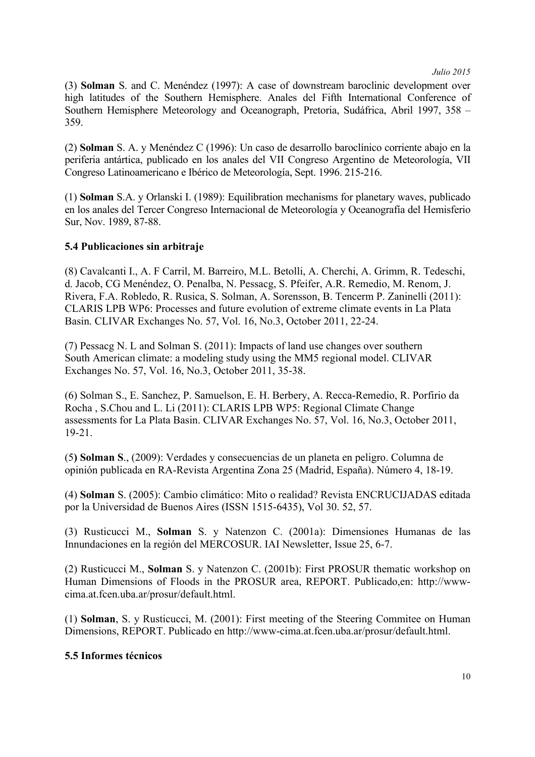(3) **Solman** S. and C. Menéndez (1997): A case of downstream baroclinic development over high latitudes of the Southern Hemisphere. Anales del Fifth International Conference of Southern Hemisphere Meteorology and Oceanograph, Pretoria, Sudáfrica, Abril 1997, 358 – 359.

(2) **Solman** S. A. y Menéndez C (1996): Un caso de desarrollo baroclínico corriente abajo en la periferia antártica, publicado en los anales del VII Congreso Argentino de Meteorología, VII Congreso Latinoamericano e Ibérico de Meteorología, Sept. 1996. 215-216.

(1) **Solman** S.A. y Orlanski I. (1989): Equilibration mechanisms for planetary waves, publicado en los anales del Tercer Congreso Internacional de Meteorología y Oceanografía del Hemisferio Sur, Nov. 1989, 87-88.

### 5.4 Publicaciones sin arbitraje

(8) Cavalcanti I., A. F Carril, M. Barreiro, M.L. Betolli, A. Cherchi, A. Grimm, R. Tedeschi, d. Jacob, CG Menéndez, O. Penalba, N. Pessacg, S. Pfeifer, A.R. Remedio, M. Renom, J. Rivera, F.A. Robledo, R. Rusica, S. Solman, A. Sorensson, B. Tencerm P. Zaninelli (2011): CLARIS LPB WP6: Processes and future evolution of extreme climate events in La Plata Basin. CLIVAR Exchanges No. 57, Vol. 16, No.3, October 2011, 22-24.

(7) Pessacg N. L and Solman S. (2011): Impacts of land use changes over southern South American climate: a modeling study using the MM5 regional model. CLIVAR Exchanges No. 57, Vol. 16, No.3, October 2011, 35-38.

(6) Solman S., E. Sanchez, P. Samuelson, E. H. Berbery, A. Recca-Remedio, R. Porfirio da Rocha , S.Chou and L. Li (2011): CLARIS LPB WP5: Regional Climate Change assessments for La Plata Basin. CLIVAR Exchanges No. 57, Vol. 16, No.3, October 2011, 19-21.

(5**) Solman S**., (2009): Verdades y consecuencias de un planeta en peligro. Columna de opinión publicada en RA-Revista Argentina Zona 25 (Madrid, España). Número 4, 18-19.

(4) **Solman** S. (2005): Cambio climático: Mito o realidad? Revista ENCRUCIJADAS editada por la Universidad de Buenos Aires (ISSN 1515-6435), Vol 30. 52, 57.

(3) Rusticucci M., **Solman** S. y Natenzon C. (2001a): Dimensiones Humanas de las Innundaciones en la región del MERCOSUR. IAI Newsletter, Issue 25, 6-7.

(2) Rusticucci M., **Solman** S. y Natenzon C. (2001b): First PROSUR thematic workshop on Human Dimensions of Floods in the PROSUR area, REPORT. Publicado,en: http://www-cima.at.fcen.uba.ar/prosur/default.html.

(1) **Solman**, S. y Rusticucci, M. (2001): First meeting of the Steering Commitee on Human Dimensions, REPORT. Publicado en http://www-cima.at.fcen.uba.ar/prosur/default.html.

### 5.5 Informes técnicos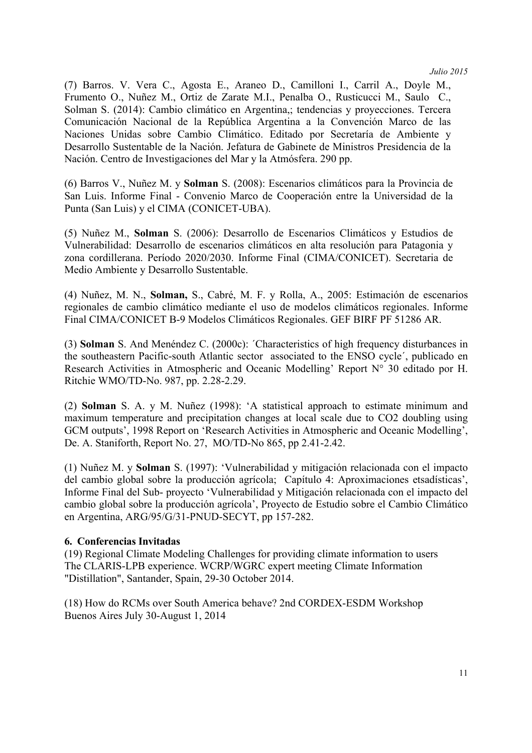(7) Barros. V. Vera C., Agosta E., Araneo D., Camilloni I., Carril A., Doyle M., Frumento O., Nuñez M., Ortiz de Zarate M.I., Penalba O., Rusticucci M., Saulo C., Solman S. (2014): Cambio climático en Argentina,; tendencias y proyecciones. Tercera Comunicación Nacional de la República Argentina a la Convención Marco de las Naciones Unidas sobre Cambio Climático. Editado por Secretaría de Ambiente y Desarrollo Sustentable de la Nación. Jefatura de Gabinete de Ministros Presidencia de la Nación. Centro de Investigaciones del Mar y la Atmósfera. 290 pp.

(6) Barros V., Nuñez M. y **Solman** S. (2008): Escenarios climáticos para la Provincia de San Luis. Informe Final - Convenio Marco de Cooperación entre la Universidad de la Punta (San Luis) y el CIMA (CONICET-UBA).

(5) Nuñez M., **Solman** S. (2006): Desarrollo de Escenarios Climáticos y Estudios de Vulnerabilidad: Desarrollo de escenarios climáticos en alta resolución para Patagonia y zona cordillerana. Período 2020/2030. Informe Final (CIMA/CONICET). Secretaria de Medio Ambiente y Desarrollo Sustentable.

(4) Nuñez, M. N., **Solman,** S., Cabré, M. F. y Rolla, A., 2005: Estimación de escenarios regionales de cambio climático mediante el uso de modelos climáticos regionales. Informe Final CIMA/CONICET B-9 Modelos Climáticos Regionales. GEF BIRF PF 51286 AR.

(3) **Solman** S. And Menéndez C. (2000c): ´Characteristics of high frequency disturbances in the southeastern Pacific-south Atlantic sector associated to the ENSO cycle´, publicado en Research Activities in Atmospheric and Oceanic Modelling' Report N° 30 editado por H. Ritchie WMO/TD-No. 987, pp. 2.28-2.29.

(2) **Solman** S. A. y M. Nuñez (1998): 'A statistical approach to estimate minimum and maximum temperature and precipitation changes at local scale due to CO2 doubling using GCM outputs', 1998 Report on 'Research Activities in Atmospheric and Oceanic Modelling', De. A. Staniforth, Report No. 27, MO/TD-No 865, pp 2.41-2.42.

(1) Nuñez M. y **Solman** S. (1997): 'Vulnerabilidad y mitigación relacionada con el impacto del cambio global sobre la producción agrícola; Capítulo 4: Aproximaciones etsadísticas', Informe Final del Sub- proyecto 'Vulnerabilidad y Mitigación relacionada con el impacto del cambio global sobre la producción agrícola', Proyecto de Estudio sobre el Cambio Climático en Argentina, ARG/95/G/31-PNUD-SECYT, pp 157-282.

## 6. Conferencias Invitadas

(19) Regional Climate Modeling Challenges for providing climate information to users The CLARIS-LPB experience. WCRP/WGRC expert meeting Climate Information "Distillation", Santander, Spain, 29-30 October 2014.

(18) How do RCMs over South America behave? 2nd CORDEX-ESDM Workshop Buenos Aires July 30-August 1, 2014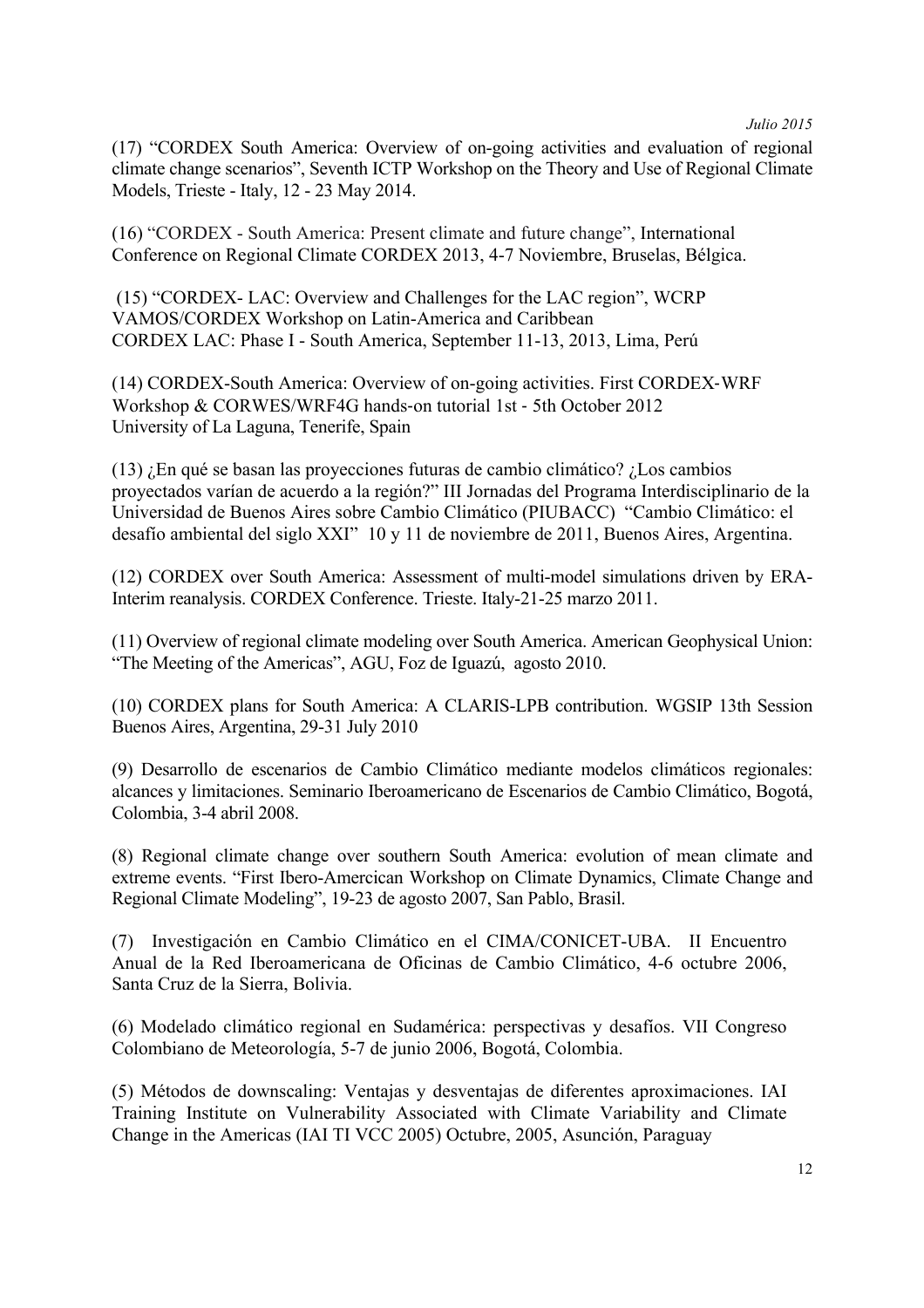(17) “CORDEX South America: Overview of on-going activities and evaluation of regional climate change scenarios”, Seventh ICTP Workshop on the Theory and Use of Regional Climate Models, Trieste - Italy, 12 - 23 May 2014.

(16) “CORDEX - South America: Present climate and future change”, International Conference on Regional Climate CORDEX 2013, 4-7 Noviembre, Bruselas, Bélgica.

(15) “CORDEX- LAC: Overview and Challenges for the LAC region”, WCRP VAMOS/CORDEX Workshop on Latin-America and Caribbean CORDEX LAC: Phase I - South America, September 11-13, 2013, Lima, Perú

(14) CORDEX-South America: Overview of on-going activities. First CORDEX-WRF Workshop & CORWES/WRF4G hands-on tutorial 1st - 5th October 2012 University of La Laguna, Tenerife, Spain

(13) ¿En qué se basan las proyecciones futuras de cambio climático? ¿Los cambios proyectados varían de acuerdo a la región?” III Jornadas del Programa Interdisciplinario de la Universidad de Buenos Aires sobre Cambio Climático (PIUBACC) “Cambio Climático: el desafío ambiental del siglo XXI” 10 y 11 de noviembre de 2011, Buenos Aires, Argentina.

(12) CORDEX over South America: Assessment of multi-model simulations driven by ERA-Interim reanalysis. CORDEX Conference. Trieste. Italy-21-25 marzo 2011.

(11) Overview of regional climate modeling over South America. American Geophysical Union: “The Meeting of the Americas”, AGU, Foz de Iguazú, agosto 2010.

(10) CORDEX plans for South America: A CLARIS-LPB contribution. WGSIP 13th Session Buenos Aires, Argentina, 29-31 July 2010

(9) Desarrollo de escenarios de Cambio Climático mediante modelos climáticos regionales: alcances y limitaciones. Seminario Iberoamericano de Escenarios de Cambio Climático, Bogotá, Colombia, 3-4 abril 2008.

(8) Regional climate change over southern South America: evolution of mean climate and extreme events. “First Ibero-Amercican Workshop on Climate Dynamics, Climate Change and Regional Climate Modeling”, 19-23 de agosto 2007, San Pablo, Brasil.

(7) Investigación en Cambio Climático en el CIMA/CONICET-UBA. II Encuentro Anual de la Red Iberoamericana de Oficinas de Cambio Climático, 4-6 octubre 2006, Santa Cruz de la Sierra, Bolivia.

(6) Modelado climático regional en Sudamérica: perspectivas y desafíos. VII Congreso Colombiano de Meteorología, 5-7 de junio 2006, Bogotá, Colombia.

(5) Métodos de downscaling: Ventajas y desventajas de diferentes aproximaciones. IAI Training Institute on Vulnerability Associated with Climate Variability and Climate Change in the Americas (IAI TI VCC 2005) Octubre, 2005, Asunción, Paraguay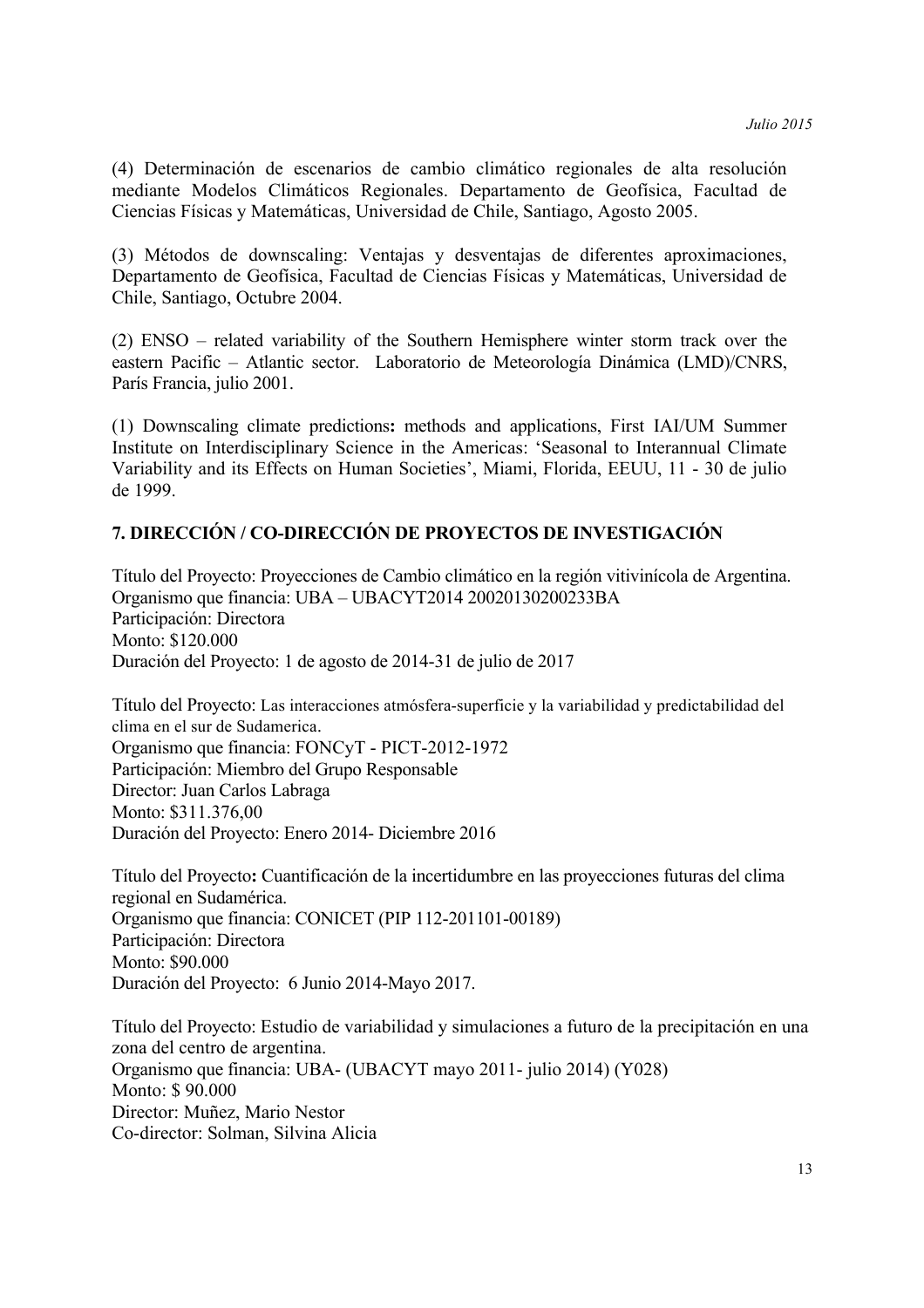(4) Determinación de escenarios de cambio climático regionales de alta resolución mediante Modelos Climáticos Regionales. Departamento de Geofísica, Facultad de Ciencias Físicas y Matemáticas, Universidad de Chile, Santiago, Agosto 2005.

(3) Métodos de downscaling: Ventajas y desventajas de diferentes aproximaciones, Departamento de Geofísica, Facultad de Ciencias Físicas y Matemáticas, Universidad de Chile, Santiago, Octubre 2004.

(2) ENSO – related variability of the Southern Hemisphere winter storm track over the eastern Pacific – Atlantic sector. Laboratorio de Meteorología Dinámica (LMD)/CNRS, París Francia, julio 2001.

(1) Downscaling climate predictions**:** methods and applications, First IAI/UM Summer Institute on Interdisciplinary Science in the Americas: 'Seasonal to Interannual Climate Variability and its Effects on Human Societies', Miami, Florida, EEUU, 11 - 30 de julio de 1999.

## 7. DIRECCIÓN / CO-DIRECCIÓN DE PROYECTOS DE INVESTIGACIÓN

Título del Proyecto: Proyecciones de Cambio climático en la región vitivinícola de Argentina.
Organismo que financia: UBA – UBACYT2014 20020130200233BA
Participación: Directora
Monto: $120.000
Duración del Proyecto: 1 de agosto de 2014-31 de julio de 2017

Título del Proyecto: Las interacciones atmósfera-superficie y la variabilidad y predictabilidad del clima en el sur de Sudamerica.
Organismo que financia: FONCyT - PICT-2012-1972
Participación: Miembro del Grupo Responsable
Director: Juan Carlos Labraga
Monto: $311.376,00
Duración del Proyecto: Enero 2014- Diciembre 2016

Título del Proyecto**:** Cuantificación de la incertidumbre en las proyecciones futuras del clima regional en Sudamérica.
Organismo que financia: CONICET (PIP 112-201101-00189)
Participación: Directora
Monto: $90.000
Duración del Proyecto: 6 Junio 2014-Mayo 2017.

Título del Proyecto: Estudio de variabilidad y simulaciones a futuro de la precipitación en una zona del centro de argentina.
Organismo que financia: UBA- (UBACYT mayo 2011- julio 2014) (Y028)
Monto: $ 90.000
Director: Muñez, Mario Nestor
Co-director: Solman, Silvina Alicia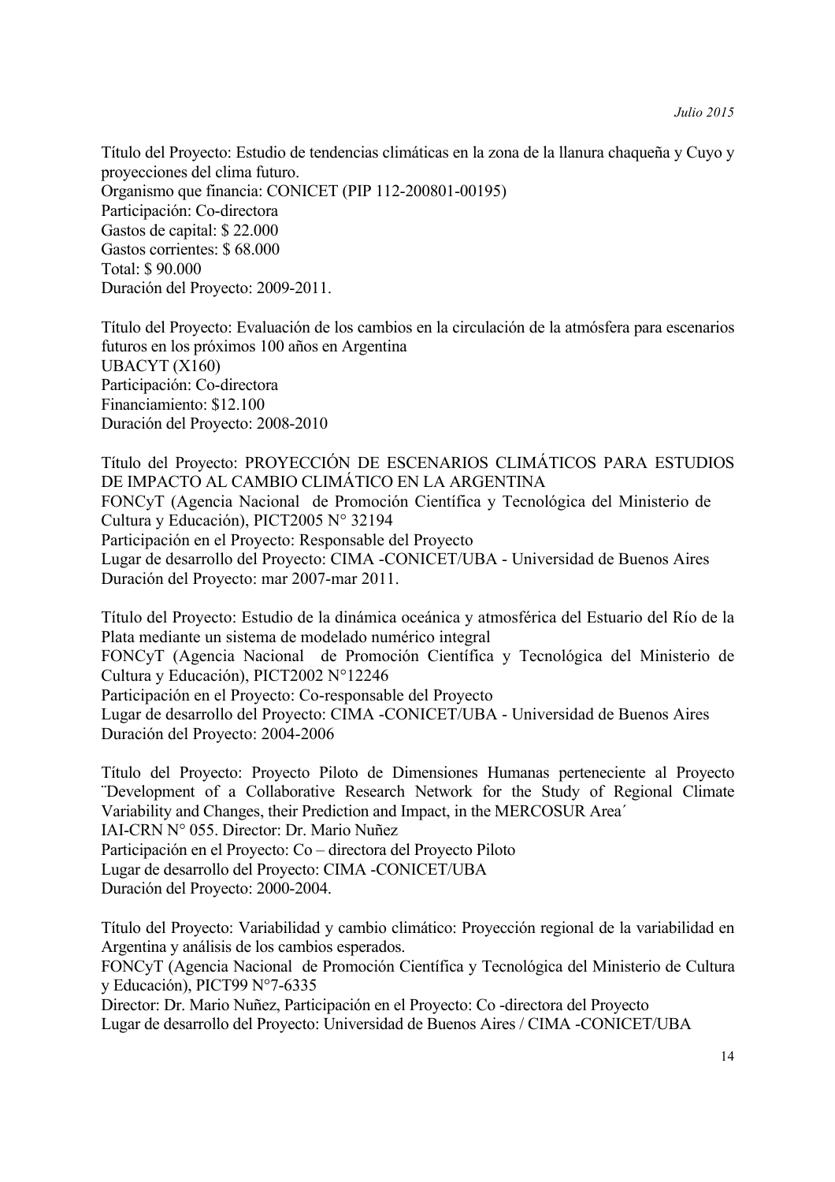Título del Proyecto: Estudio de tendencias climáticas en la zona de la llanura chaqueña y Cuyo y proyecciones del clima futuro.
Organismo que financia: CONICET (PIP 112-200801-00195)
Participación: Co-directora
Gastos de capital: $ 22.000
Gastos corrientes: $ 68.000
Total: $ 90.000
Duración del Proyecto: 2009-2011.

Título del Proyecto: Evaluación de los cambios en la circulación de la atmósfera para escenarios futuros en los próximos 100 años en Argentina
UBACYT (X160)
Participación: Co-directora
Financiamiento: $12.100
Duración del Proyecto: 2008-2010

Título del Proyecto: PROYECCIÓN DE ESCENARIOS CLIMÁTICOS PARA ESTUDIOS DE IMPACTO AL CAMBIO CLIMÁTICO EN LA ARGENTINA
FONCyT (Agencia Nacional de Promoción Científica y Tecnológica del Ministerio de Cultura y Educación), PICT2005 N° 32194
Participación en el Proyecto: Responsable del Proyecto
Lugar de desarrollo del Proyecto: CIMA -CONICET/UBA - Universidad de Buenos Aires
Duración del Proyecto: mar 2007-mar 2011.

Título del Proyecto: Estudio de la dinámica oceánica y atmosférica del Estuario del Río de la Plata mediante un sistema de modelado numérico integral
FONCyT (Agencia Nacional de Promoción Científica y Tecnológica del Ministerio de Cultura y Educación), PICT2002 N°12246
Participación en el Proyecto: Co-responsable del Proyecto
Lugar de desarrollo del Proyecto: CIMA -CONICET/UBA - Universidad de Buenos Aires
Duración del Proyecto: 2004-2006

Título del Proyecto: Proyecto Piloto de Dimensiones Humanas perteneciente al Proyecto ¨Development of a Collaborative Research Network for the Study of Regional Climate Variability and Changes, their Prediction and Impact, in the MERCOSUR Area´
IAI-CRN N° 055. Director: Dr. Mario Nuñez
Participación en el Proyecto: Co – directora del Proyecto Piloto
Lugar de desarrollo del Proyecto: CIMA -CONICET/UBA
Duración del Proyecto: 2000-2004.

Título del Proyecto: Variabilidad y cambio climático: Proyección regional de la variabilidad en Argentina y análisis de los cambios esperados.
FONCyT (Agencia Nacional de Promoción Científica y Tecnológica del Ministerio de Cultura y Educación), PICT99 N°7-6335
Director: Dr. Mario Nuñez, Participación en el Proyecto: Co -directora del Proyecto
Lugar de desarrollo del Proyecto: Universidad de Buenos Aires / CIMA -CONICET/UBA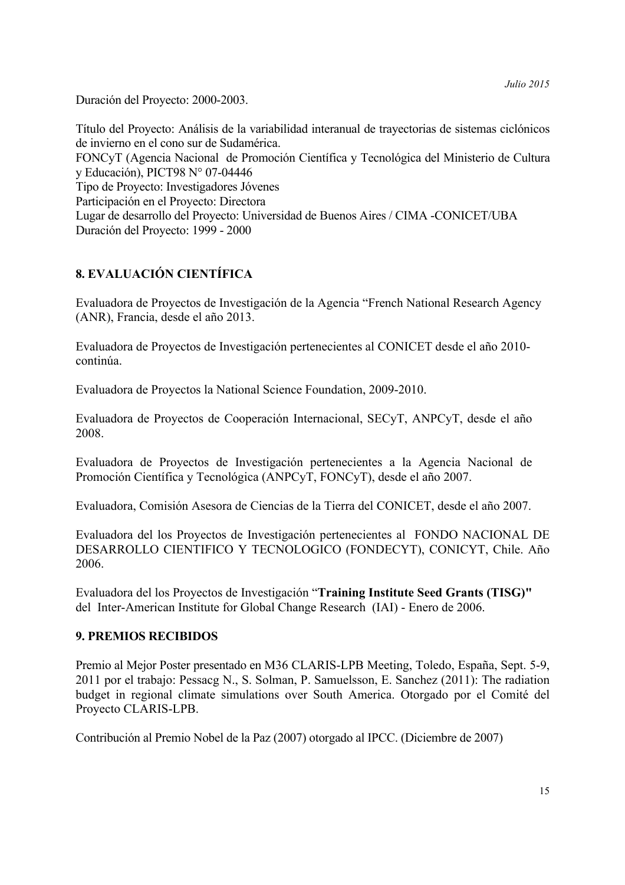Duración del Proyecto: 2000-2003.

Título del Proyecto: Análisis de la variabilidad interanual de trayectorias de sistemas ciclónicos de invierno en el cono sur de Sudamérica.
FONCyT (Agencia Nacional de Promoción Científica y Tecnológica del Ministerio de Cultura y Educación), PICT98 N° 07-04446
Tipo de Proyecto: Investigadores Jóvenes
Participación en el Proyecto: Directora
Lugar de desarrollo del Proyecto: Universidad de Buenos Aires / CIMA -CONICET/UBA
Duración del Proyecto: 1999 - 2000

## 8. EVALUACIÓN CIENTÍFICA

Evaluadora de Proyectos de Investigación de la Agencia "French National Research Agency (ANR), Francia, desde el año 2013.

Evaluadora de Proyectos de Investigación pertenecientes al CONICET desde el año 2010-continúa.

Evaluadora de Proyectos la National Science Foundation, 2009-2010.

Evaluadora de Proyectos de Cooperación Internacional, SECyT, ANPCyT, desde el año 2008.

Evaluadora de Proyectos de Investigación pertenecientes a la Agencia Nacional de Promoción Científica y Tecnológica (ANPCyT, FONCyT), desde el año 2007.

Evaluadora, Comisión Asesora de Ciencias de la Tierra del CONICET, desde el año 2007.

Evaluadora del los Proyectos de Investigación pertenecientes al FONDO NACIONAL DE DESARROLLO CIENTIFICO Y TECNOLOGICO (FONDECYT), CONICYT, Chile. Año 2006.

Evaluadora del los Proyectos de Investigación "**Training Institute Seed Grants (TISG)"** del Inter-American Institute for Global Change Research (IAI) - Enero de 2006.

## 9. PREMIOS RECIBIDOS

Premio al Mejor Poster presentado en M36 CLARIS-LPB Meeting, Toledo, España, Sept. 5-9, 2011 por el trabajo: Pessacg N., S. Solman, P. Samuelsson, E. Sanchez (2011): The radiation budget in regional climate simulations over South America. Otorgado por el Comité del Proyecto CLARIS-LPB.

Contribución al Premio Nobel de la Paz (2007) otorgado al IPCC. (Diciembre de 2007)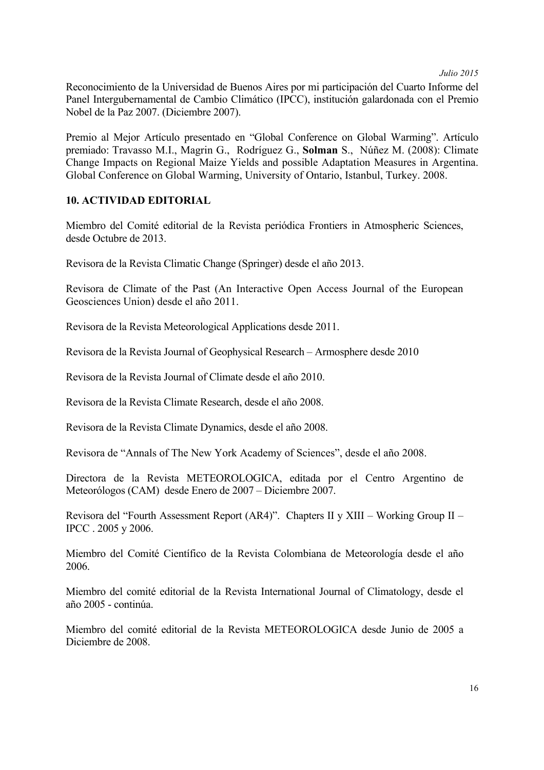Reconocimiento de la Universidad de Buenos Aires por mi participación del Cuarto Informe del Panel Intergubernamental de Cambio Climático (IPCC), institución galardonada con el Premio Nobel de la Paz 2007. (Diciembre 2007).

Premio al Mejor Artículo presentado en "Global Conference on Global Warming". Artículo premiado: Travasso M.I., Magrin G., Rodríguez G., **Solman** S., Núñez M. (2008): Climate Change Impacts on Regional Maize Yields and possible Adaptation Measures in Argentina. Global Conference on Global Warming, University of Ontario, Istanbul, Turkey. 2008.

## 10. ACTIVIDAD EDITORIAL

Miembro del Comité editorial de la Revista periódica Frontiers in Atmospheric Sciences, desde Octubre de 2013.

Revisora de la Revista Climatic Change (Springer) desde el año 2013.

Revisora de Climate of the Past (An Interactive Open Access Journal of the European Geosciences Union) desde el año 2011.

Revisora de la Revista Meteorological Applications desde 2011.

Revisora de la Revista Journal of Geophysical Research – Armosphere desde 2010

Revisora de la Revista Journal of Climate desde el año 2010.

Revisora de la Revista Climate Research, desde el año 2008.

Revisora de la Revista Climate Dynamics, desde el año 2008.

Revisora de "Annals of The New York Academy of Sciences", desde el año 2008.

Directora de la Revista METEOROLOGICA, editada por el Centro Argentino de Meteorólogos (CAM) desde Enero de 2007 – Diciembre 2007.

Revisora del "Fourth Assessment Report (AR4)". Chapters II y XIII – Working Group II – IPCC . 2005 y 2006.

Miembro del Comité Científico de la Revista Colombiana de Meteorología desde el año 2006.

Miembro del comité editorial de la Revista International Journal of Climatology, desde el año 2005 - continúa.

Miembro del comité editorial de la Revista METEOROLOGICA desde Junio de 2005 a Diciembre de 2008.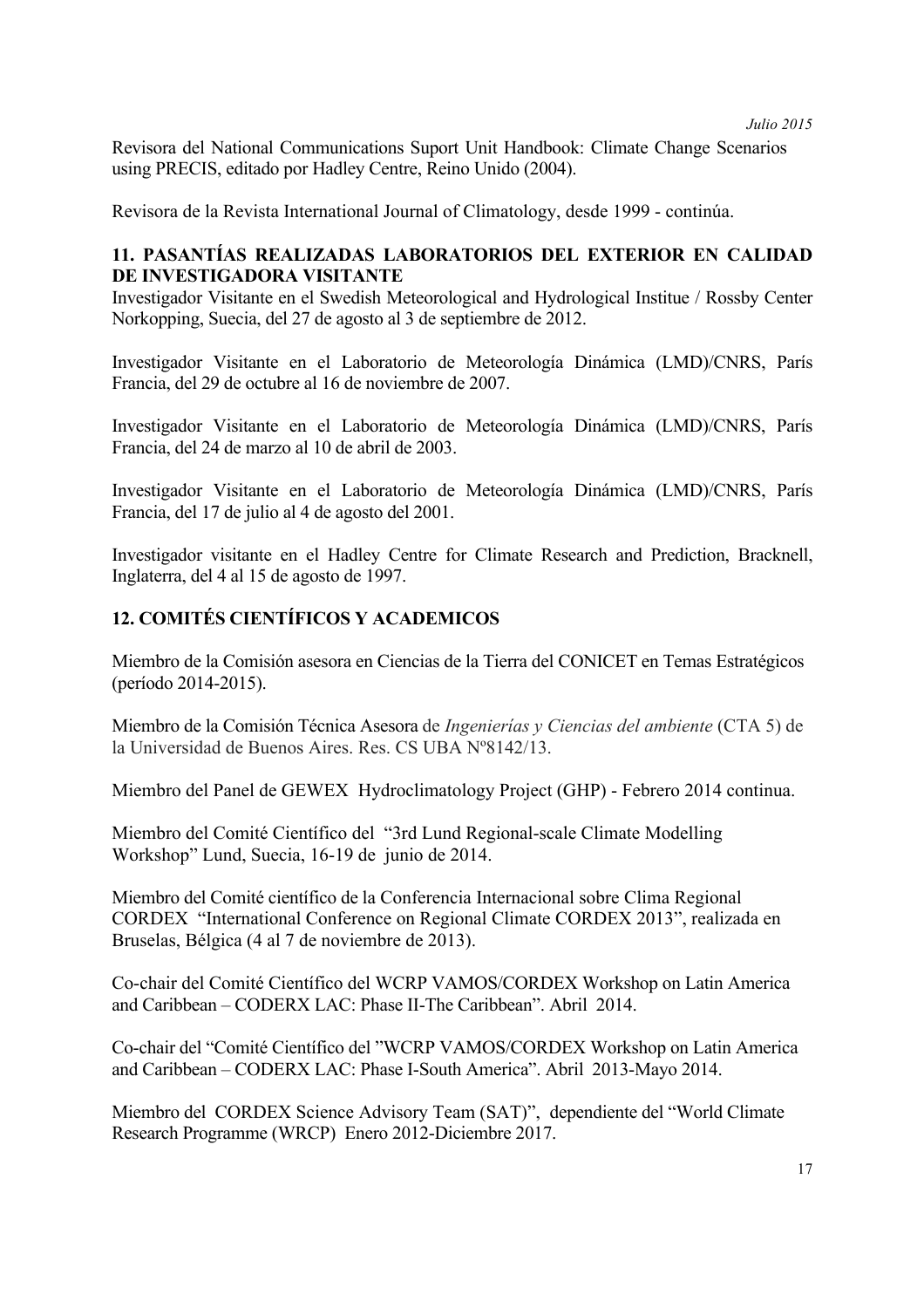Revisora del National Communications Suport Unit Handbook: Climate Change Scenarios using PRECIS, editado por Hadley Centre, Reino Unido (2004).

Revisora de la Revista International Journal of Climatology, desde 1999 - continúa.

## 11. PASANTÍAS REALIZADAS LABORATORIOS DEL EXTERIOR EN CALIDAD DE INVESTIGADORA VISITANTE

Investigador Visitante en el Swedish Meteorological and Hydrological Institue / Rossby Center Norkopping, Suecia, del 27 de agosto al 3 de septiembre de 2012.

Investigador Visitante en el Laboratorio de Meteorología Dinámica (LMD)/CNRS, París Francia, del 29 de octubre al 16 de noviembre de 2007.

Investigador Visitante en el Laboratorio de Meteorología Dinámica (LMD)/CNRS, París Francia, del 24 de marzo al 10 de abril de 2003.

Investigador Visitante en el Laboratorio de Meteorología Dinámica (LMD)/CNRS, París Francia, del 17 de julio al 4 de agosto del 2001.

Investigador visitante en el Hadley Centre for Climate Research and Prediction, Bracknell, Inglaterra, del 4 al 15 de agosto de 1997.

## 12. COMITÉS CIENTÍFICOS Y ACADEMICOS

Miembro de la Comisión asesora en Ciencias de la Tierra del CONICET en Temas Estratégicos (período 2014-2015).

Miembro de la Comisión Técnica Asesora de *Ingenierías y Ciencias del ambiente* (CTA 5) de la Universidad de Buenos Aires. Res. CS UBA Nº8142/13.

Miembro del Panel de GEWEX Hydroclimatology Project (GHP) - Febrero 2014 continua.

Miembro del Comité Científico del "3rd Lund Regional-scale Climate Modelling Workshop" Lund, Suecia, 16-19 de junio de 2014.

Miembro del Comité científico de la Conferencia Internacional sobre Clima Regional CORDEX "International Conference on Regional Climate CORDEX 2013", realizada en Bruselas, Bélgica (4 al 7 de noviembre de 2013).

Co-chair del Comité Científico del WCRP VAMOS/CORDEX Workshop on Latin America and Caribbean – CODERX LAC: Phase II-The Caribbean". Abril 2014.

Co-chair del "Comité Científico del "WCRP VAMOS/CORDEX Workshop on Latin America and Caribbean – CODERX LAC: Phase I-South America". Abril 2013-Mayo 2014.

Miembro del CORDEX Science Advisory Team (SAT)", dependiente del "World Climate Research Programme (WRCP) Enero 2012-Diciembre 2017.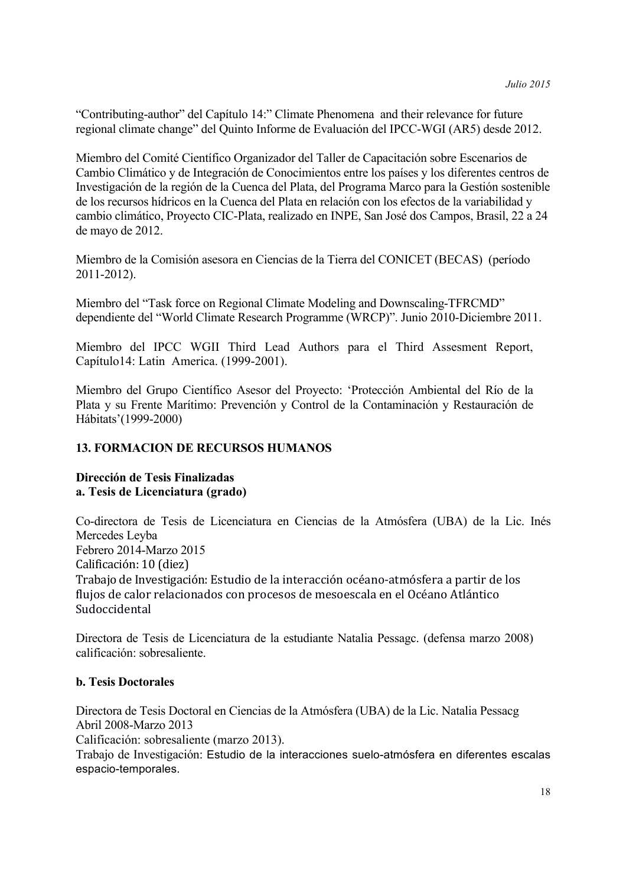"Contributing-author" del Capítulo 14:" Climate Phenomena and their relevance for future regional climate change" del Quinto Informe de Evaluación del IPCC-WGI (AR5) desde 2012.

Miembro del Comité Científico Organizador del Taller de Capacitación sobre Escenarios de Cambio Climático y de Integración de Conocimientos entre los países y los diferentes centros de Investigación de la región de la Cuenca del Plata, del Programa Marco para la Gestión sostenible de los recursos hídricos en la Cuenca del Plata en relación con los efectos de la variabilidad y cambio climático, Proyecto CIC-Plata, realizado en INPE, San José dos Campos, Brasil, 22 a 24 de mayo de 2012.

Miembro de la Comisión asesora en Ciencias de la Tierra del CONICET (BECAS) (período 2011-2012).

Miembro del "Task force on Regional Climate Modeling and Downscaling-TFRCMD" dependiente del "World Climate Research Programme (WRCP)". Junio 2010-Diciembre 2011.

Miembro del IPCC WGII Third Lead Authors para el Third Assesment Report, Capítulo14: Latin America. (1999-2001).

Miembro del Grupo Científico Asesor del Proyecto: 'Protección Ambiental del Río de la Plata y su Frente Marítimo: Prevención y Control de la Contaminación y Restauración de Hábitats'(1999-2000)

## 13. FORMACION DE RECURSOS HUMANOS

**Dirección de Tesis Finalizadas**
**a. Tesis de Licenciatura (grado)**

Co-directora de Tesis de Licenciatura en Ciencias de la Atmósfera (UBA) de la Lic. Inés Mercedes Leyba
Febrero 2014-Marzo 2015
Calificación: 10 (diez)
Trabajo de Investigación: Estudio de la interacción océano-atmósfera a partir de los flujos de calor relacionados con procesos de mesoescala en el Océano Atlántico Sudoccidental

Directora de Tesis de Licenciatura de la estudiante Natalia Pessagc. (defensa marzo 2008) calificación: sobresaliente.

**b. Tesis Doctorales**

Directora de Tesis Doctoral en Ciencias de la Atmósfera (UBA) de la Lic. Natalia Pessacg
Abril 2008-Marzo 2013
Calificación: sobresaliente (marzo 2013).
Trabajo de Investigación: Estudio de la interacciones suelo-atmósfera en diferentes escalas espacio-temporales.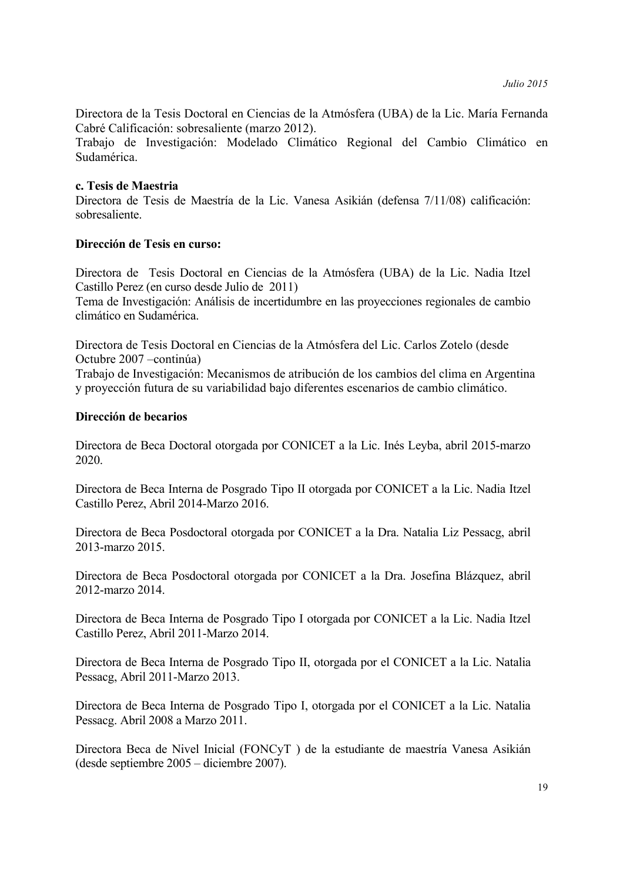Directora de la Tesis Doctoral en Ciencias de la Atmósfera (UBA) de la Lic. María Fernanda Cabré Calificación: sobresaliente (marzo 2012).
Trabajo de Investigación: Modelado Climático Regional del Cambio Climático en Sudamérica.

**c. Tesis de Maestria**
Directora de Tesis de Maestría de la Lic. Vanesa Asikián (defensa 7/11/08) calificación: sobresaliente.

**Dirección de Tesis en curso:**

Directora de Tesis Doctoral en Ciencias de la Atmósfera (UBA) de la Lic. Nadia Itzel Castillo Perez (en curso desde Julio de 2011)
Tema de Investigación: Análisis de incertidumbre en las proyecciones regionales de cambio climático en Sudamérica.

Directora de Tesis Doctoral en Ciencias de la Atmósfera del Lic. Carlos Zotelo (desde Octubre 2007 –continúa)
Trabajo de Investigación: Mecanismos de atribución de los cambios del clima en Argentina y proyección futura de su variabilidad bajo diferentes escenarios de cambio climático.

**Dirección de becarios**

Directora de Beca Doctoral otorgada por CONICET a la Lic. Inés Leyba, abril 2015-marzo 2020.

Directora de Beca Interna de Posgrado Tipo II otorgada por CONICET a la Lic. Nadia Itzel Castillo Perez, Abril 2014-Marzo 2016.

Directora de Beca Posdoctoral otorgada por CONICET a la Dra. Natalia Liz Pessacg, abril 2013-marzo 2015.

Directora de Beca Posdoctoral otorgada por CONICET a la Dra. Josefina Blázquez, abril 2012-marzo 2014.

Directora de Beca Interna de Posgrado Tipo I otorgada por CONICET a la Lic. Nadia Itzel Castillo Perez, Abril 2011-Marzo 2014.

Directora de Beca Interna de Posgrado Tipo II, otorgada por el CONICET a la Lic. Natalia Pessacg, Abril 2011-Marzo 2013.

Directora de Beca Interna de Posgrado Tipo I, otorgada por el CONICET a la Lic. Natalia Pessacg. Abril 2008 a Marzo 2011.

Directora Beca de Nivel Inicial (FONCyT ) de la estudiante de maestría Vanesa Asikián (desde septiembre 2005 – diciembre 2007).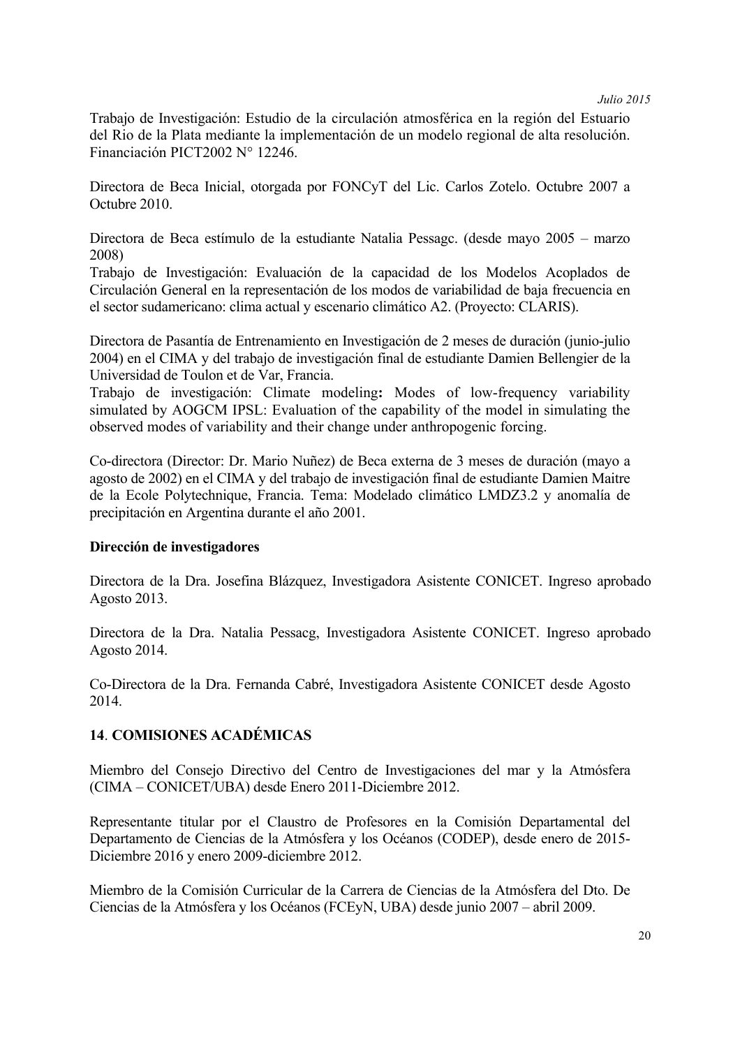Trabajo de Investigación: Estudio de la circulación atmosférica en la región del Estuario del Rio de la Plata mediante la implementación de un modelo regional de alta resolución. Financiación PICT2002 N° 12246.

Directora de Beca Inicial, otorgada por FONCyT del Lic. Carlos Zotelo. Octubre 2007 a Octubre 2010.

Directora de Beca estímulo de la estudiante Natalia Pessagc. (desde mayo 2005 – marzo 2008)
Trabajo de Investigación: Evaluación de la capacidad de los Modelos Acoplados de Circulación General en la representación de los modos de variabilidad de baja frecuencia en el sector sudamericano: clima actual y escenario climático A2. (Proyecto: CLARIS).

Directora de Pasantía de Entrenamiento en Investigación de 2 meses de duración (junio-julio 2004) en el CIMA y del trabajo de investigación final de estudiante Damien Bellengier de la Universidad de Toulon et de Var, Francia.
Trabajo de investigación: Climate modeling**:** Modes of low-frequency variability simulated by AOGCM IPSL: Evaluation of the capability of the model in simulating the observed modes of variability and their change under anthropogenic forcing.

Co-directora (Director: Dr. Mario Nuñez) de Beca externa de 3 meses de duración (mayo a agosto de 2002) en el CIMA y del trabajo de investigación final de estudiante Damien Maitre de la Ecole Polytechnique, Francia. Tema: Modelado climático LMDZ3.2 y anomalía de precipitación en Argentina durante el año 2001.

**Dirección de investigadores**

Directora de la Dra. Josefina Blázquez, Investigadora Asistente CONICET. Ingreso aprobado Agosto 2013.

Directora de la Dra. Natalia Pessacg, Investigadora Asistente CONICET. Ingreso aprobado Agosto 2014.

Co-Directora de la Dra. Fernanda Cabré, Investigadora Asistente CONICET desde Agosto 2014.

## 14. COMISIONES ACADÉMICAS

Miembro del Consejo Directivo del Centro de Investigaciones del mar y la Atmósfera (CIMA – CONICET/UBA) desde Enero 2011-Diciembre 2012.

Representante titular por el Claustro de Profesores en la Comisión Departamental del Departamento de Ciencias de la Atmósfera y los Océanos (CODEP), desde enero de 2015-Diciembre 2016 y enero 2009-diciembre 2012.

Miembro de la Comisión Curricular de la Carrera de Ciencias de la Atmósfera del Dto. De Ciencias de la Atmósfera y los Océanos (FCEyN, UBA) desde junio 2007 – abril 2009.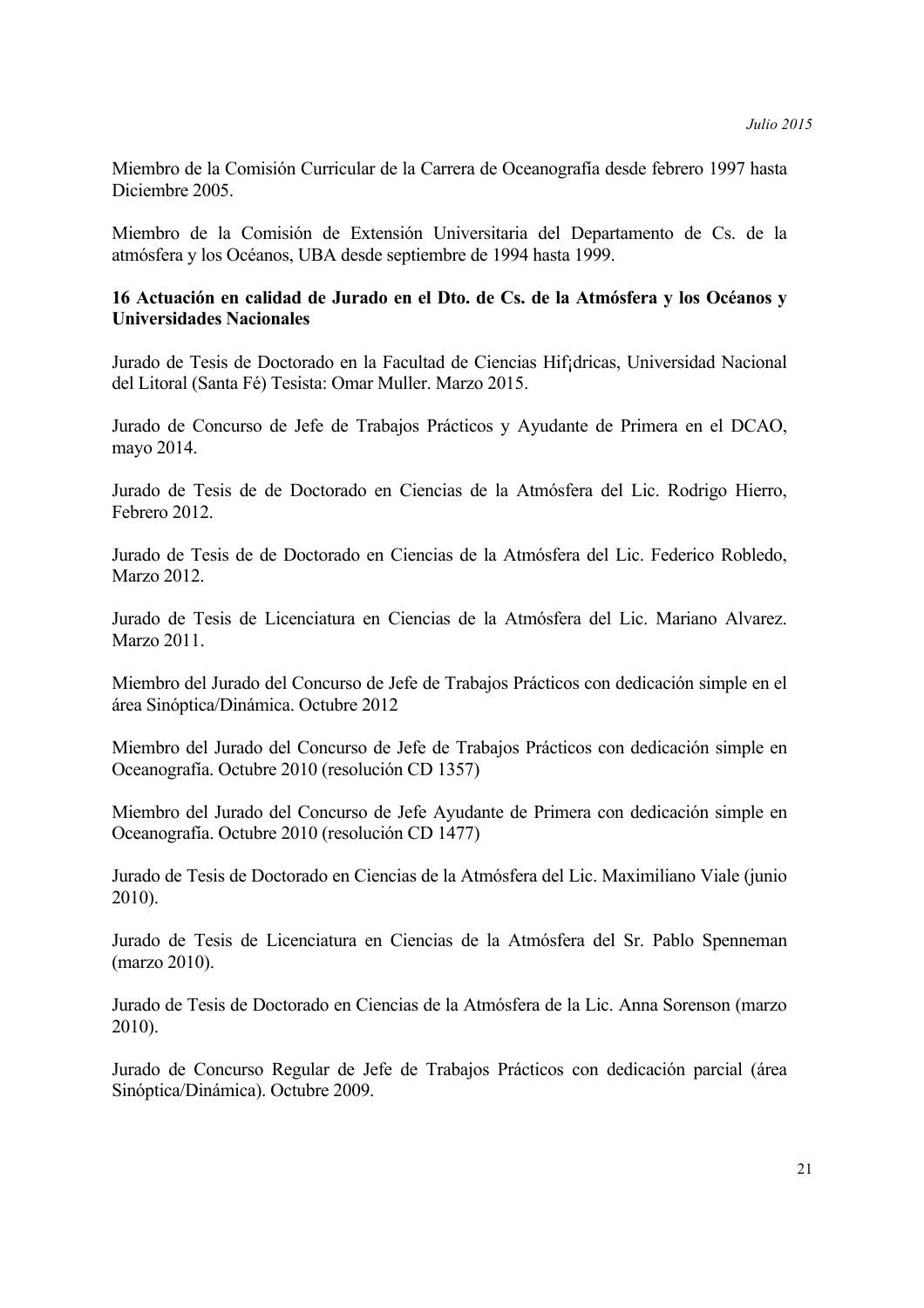Miembro de la Comisión Curricular de la Carrera de Oceanografía desde febrero 1997 hasta Diciembre 2005.

Miembro de la Comisión de Extensión Universitaria del Departamento de Cs. de la atmósfera y los Océanos, UBA desde septiembre de 1994 hasta 1999.

**16 Actuación en calidad de Jurado en el Dto. de Cs. de la Atmósfera y los Océanos y Universidades Nacionales**

Jurado de Tesis de Doctorado en la Facultad de Ciencias Hif¡dricas, Universidad Nacional del Litoral (Santa Fé) Tesista: Omar Muller. Marzo 2015.

Jurado de Concurso de Jefe de Trabajos Prácticos y Ayudante de Primera en el DCAO, mayo 2014.

Jurado de Tesis de de Doctorado en Ciencias de la Atmósfera del Lic. Rodrigo Hierro, Febrero 2012.

Jurado de Tesis de de Doctorado en Ciencias de la Atmósfera del Lic. Federico Robledo, Marzo 2012.

Jurado de Tesis de Licenciatura en Ciencias de la Atmósfera del Lic. Mariano Alvarez. Marzo 2011.

Miembro del Jurado del Concurso de Jefe de Trabajos Prácticos con dedicación simple en el área Sinóptica/Dinámica. Octubre 2012

Miembro del Jurado del Concurso de Jefe de Trabajos Prácticos con dedicación simple en Oceanografía. Octubre 2010 (resolución CD 1357)

Miembro del Jurado del Concurso de Jefe Ayudante de Primera con dedicación simple en Oceanografía. Octubre 2010 (resolución CD 1477)

Jurado de Tesis de Doctorado en Ciencias de la Atmósfera del Lic. Maximiliano Viale (junio 2010).

Jurado de Tesis de Licenciatura en Ciencias de la Atmósfera del Sr. Pablo Spenneman (marzo 2010).

Jurado de Tesis de Doctorado en Ciencias de la Atmósfera de la Lic. Anna Sorenson (marzo 2010).

Jurado de Concurso Regular de Jefe de Trabajos Prácticos con dedicación parcial (área Sinóptica/Dinámica). Octubre 2009.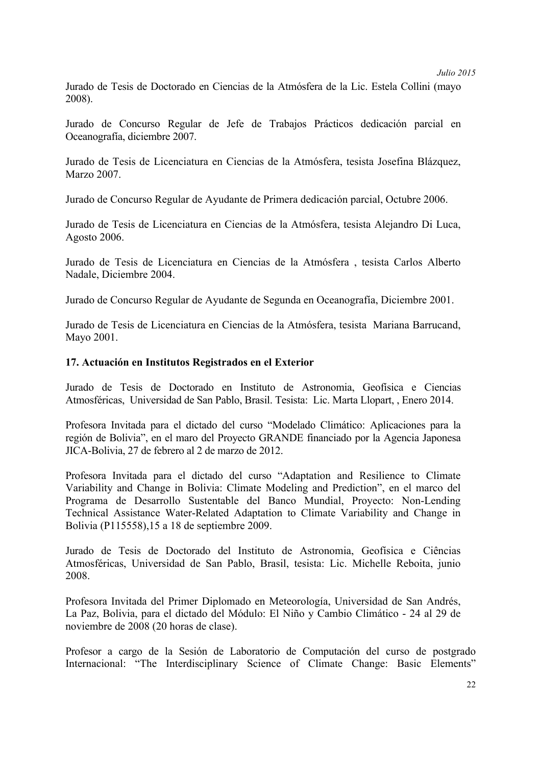Jurado de Tesis de Doctorado en Ciencias de la Atmósfera de la Lic. Estela Collini (mayo 2008).

Jurado de Concurso Regular de Jefe de Trabajos Prácticos dedicación parcial en Oceanografía, diciembre 2007.

Jurado de Tesis de Licenciatura en Ciencias de la Atmósfera, tesista Josefina Blázquez, Marzo 2007.

Jurado de Concurso Regular de Ayudante de Primera dedicación parcial, Octubre 2006.

Jurado de Tesis de Licenciatura en Ciencias de la Atmósfera, tesista Alejandro Di Luca, Agosto 2006.

Jurado de Tesis de Licenciatura en Ciencias de la Atmósfera , tesista Carlos Alberto Nadale, Diciembre 2004.

Jurado de Concurso Regular de Ayudante de Segunda en Oceanografía, Diciembre 2001.

Jurado de Tesis de Licenciatura en Ciencias de la Atmósfera, tesista Mariana Barrucand, Mayo 2001.

**17. Actuación en Institutos Registrados en el Exterior**

Jurado de Tesis de Doctorado en Instituto de Astronomia, Geofísica e Ciencias Atmosféricas, Universidad de San Pablo, Brasil. Tesista: Lic. Marta Llopart, , Enero 2014.

Profesora Invitada para el dictado del curso "Modelado Climático: Aplicaciones para la región de Bolivia", en el maro del Proyecto GRANDE financiado por la Agencia Japonesa JICA-Bolivia, 27 de febrero al 2 de marzo de 2012.

Profesora Invitada para el dictado del curso "Adaptation and Resilience to Climate Variability and Change in Bolivia: Climate Modeling and Prediction", en el marco del Programa de Desarrollo Sustentable del Banco Mundial, Proyecto: Non-Lending Technical Assistance Water-Related Adaptation to Climate Variability and Change in Bolivia (P115558),15 a 18 de septiembre 2009.

Jurado de Tesis de Doctorado del Instituto de Astronomia, Geofísica e Ciências Atmosféricas, Universidad de San Pablo, Brasil, tesista: Lic. Michelle Reboita, junio 2008.

Profesora Invitada del Primer Diplomado en Meteorología, Universidad de San Andrés, La Paz, Bolivia, para el dictado del Módulo: El Niño y Cambio Climático - 24 al 29 de noviembre de 2008 (20 horas de clase).

Profesor a cargo de la Sesión de Laboratorio de Computación del curso de postgrado Internacional: "The Interdisciplinary Science of Climate Change: Basic Elements"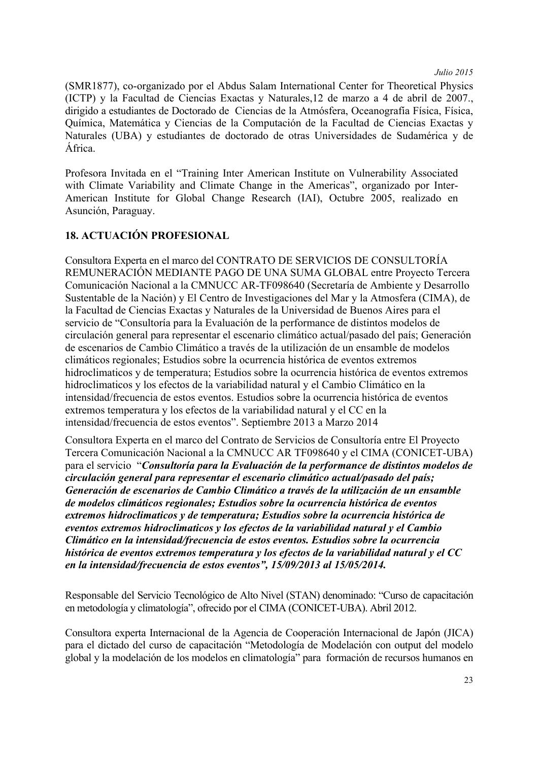(SMR1877), co-organizado por el Abdus Salam International Center for Theoretical Physics (ICTP) y la Facultad de Ciencias Exactas y Naturales,12 de marzo a 4 de abril de 2007., dirigido a estudiantes de Doctorado de Ciencias de la Atmósfera, Oceanografía Física, Física, Química, Matemática y Ciencias de la Computación de la Facultad de Ciencias Exactas y Naturales (UBA) y estudiantes de doctorado de otras Universidades de Sudamérica y de África.

Profesora Invitada en el "Training Inter American Institute on Vulnerability Associated with Climate Variability and Climate Change in the Americas", organizado por Inter-American Institute for Global Change Research (IAI), Octubre 2005, realizado en Asunción, Paraguay.

## 18. ACTUACIÓN PROFESIONAL

Consultora Experta en el marco del CONTRATO DE SERVICIOS DE CONSULTORÍA REMUNERACIÓN MEDIANTE PAGO DE UNA SUMA GLOBAL entre Proyecto Tercera Comunicación Nacional a la CMNUCC AR-TF098640 (Secretaría de Ambiente y Desarrollo Sustentable de la Nación) y El Centro de Investigaciones del Mar y la Atmosfera (CIMA), de la Facultad de Ciencias Exactas y Naturales de la Universidad de Buenos Aires para el servicio de "Consultoría para la Evaluación de la performance de distintos modelos de circulación general para representar el escenario climático actual/pasado del país; Generación de escenarios de Cambio Climático a través de la utilización de un ensamble de modelos climáticos regionales; Estudios sobre la ocurrencia histórica de eventos extremos hidroclimaticos y de temperatura; Estudios sobre la ocurrencia histórica de eventos extremos hidroclimaticos y los efectos de la variabilidad natural y el Cambio Climático en la intensidad/frecuencia de estos eventos. Estudios sobre la ocurrencia histórica de eventos extremos temperatura y los efectos de la variabilidad natural y el CC en la intensidad/frecuencia de estos eventos". Septiembre 2013 a Marzo 2014

Consultora Experta en el marco del Contrato de Servicios de Consultoría entre El Proyecto Tercera Comunicación Nacional a la CMNUCC AR TF098640 y el CIMA (CONICET-UBA) para el servicio "***Consultoría para la Evaluación de la performance de distintos modelos de circulación general para representar el escenario climático actual/pasado del país; Generación de escenarios de Cambio Climático a través de la utilización de un ensamble de modelos climáticos regionales; Estudios sobre la ocurrencia histórica de eventos extremos hidroclimaticos y de temperatura; Estudios sobre la ocurrencia histórica de eventos extremos hidroclimaticos y los efectos de la variabilidad natural y el Cambio Climático en la intensidad/frecuencia de estos eventos. Estudios sobre la ocurrencia histórica de eventos extremos temperatura y los efectos de la variabilidad natural y el CC en la intensidad/frecuencia de estos eventos", 15/09/2013 al 15/05/2014.***

Responsable del Servicio Tecnológico de Alto Nivel (STAN) denominado: "Curso de capacitación en metodología y climatología", ofrecido por el CIMA (CONICET-UBA). Abril 2012.

Consultora experta Internacional de la Agencia de Cooperación Internacional de Japón (JICA) para el dictado del curso de capacitación "Metodología de Modelación con output del modelo global y la modelación de los modelos en climatología" para formación de recursos humanos en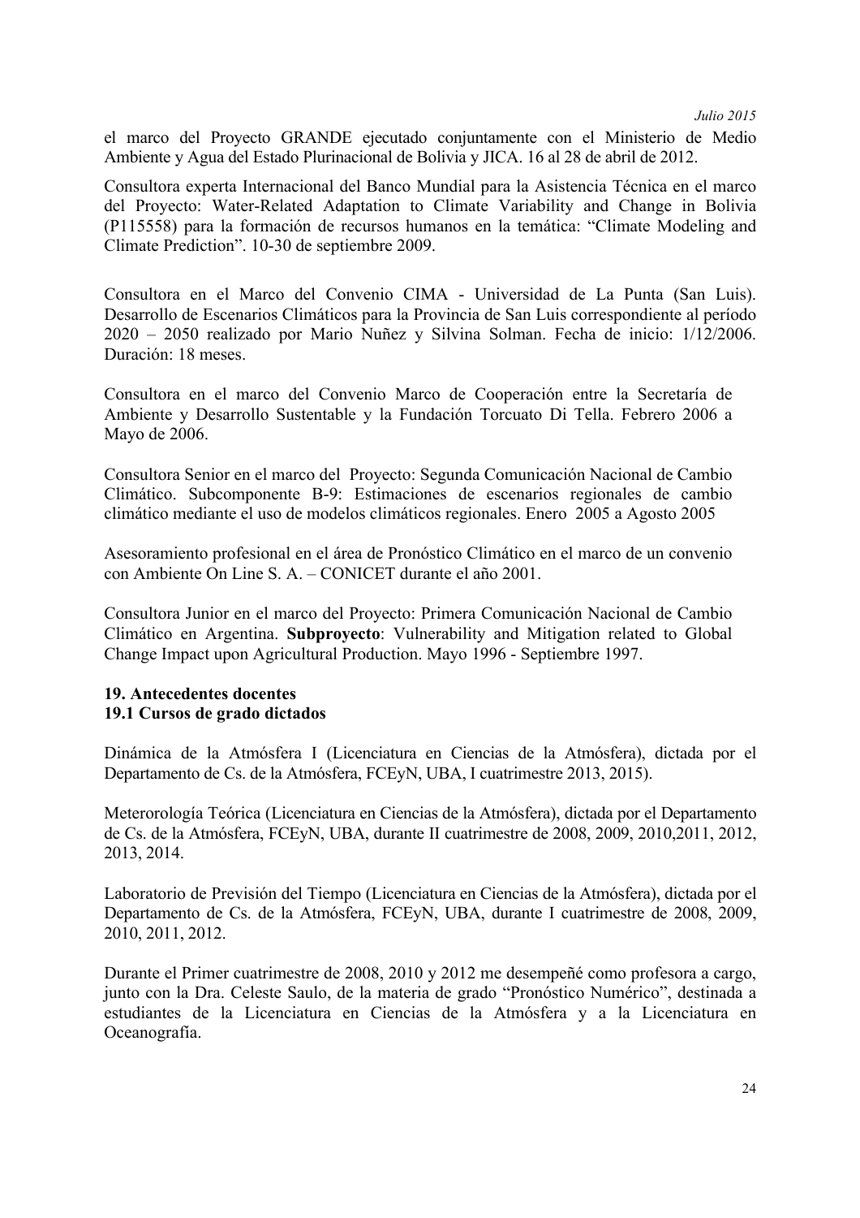el marco del Proyecto GRANDE ejecutado conjuntamente con el Ministerio de Medio Ambiente y Agua del Estado Plurinacional de Bolivia y JICA. 16 al 28 de abril de 2012.

Consultora experta Internacional del Banco Mundial para la Asistencia Técnica en el marco del Proyecto: Water-Related Adaptation to Climate Variability and Change in Bolivia (P115558) para la formación de recursos humanos en la temática: "Climate Modeling and Climate Prediction". 10-30 de septiembre 2009.

Consultora en el Marco del Convenio CIMA - Universidad de La Punta (San Luis). Desarrollo de Escenarios Climáticos para la Provincia de San Luis correspondiente al período 2020 – 2050 realizado por Mario Nuñez y Silvina Solman. Fecha de inicio: 1/12/2006. Duración: 18 meses.

Consultora en el marco del Convenio Marco de Cooperación entre la Secretaría de Ambiente y Desarrollo Sustentable y la Fundación Torcuato Di Tella. Febrero 2006 a Mayo de 2006.

Consultora Senior en el marco del Proyecto: Segunda Comunicación Nacional de Cambio Climático. Subcomponente B-9: Estimaciones de escenarios regionales de cambio climático mediante el uso de modelos climáticos regionales. Enero 2005 a Agosto 2005

Asesoramiento profesional en el área de Pronóstico Climático en el marco de un convenio con Ambiente On Line S. A. – CONICET durante el año 2001.

Consultora Junior en el marco del Proyecto: Primera Comunicación Nacional de Cambio Climático en Argentina. **Subproyecto**: Vulnerability and Mitigation related to Global Change Impact upon Agricultural Production. Mayo 1996 - Septiembre 1997.

## 19. Antecedentes docentes

### 19.1 Cursos de grado dictados

Dinámica de la Atmósfera I (Licenciatura en Ciencias de la Atmósfera), dictada por el Departamento de Cs. de la Atmósfera, FCEyN, UBA, I cuatrimestre 2013, 2015).

Meterorología Teórica (Licenciatura en Ciencias de la Atmósfera), dictada por el Departamento de Cs. de la Atmósfera, FCEyN, UBA, durante II cuatrimestre de 2008, 2009, 2010,2011, 2012, 2013, 2014.

Laboratorio de Previsión del Tiempo (Licenciatura en Ciencias de la Atmósfera), dictada por el Departamento de Cs. de la Atmósfera, FCEyN, UBA, durante I cuatrimestre de 2008, 2009, 2010, 2011, 2012.

Durante el Primer cuatrimestre de 2008, 2010 y 2012 me desempeñé como profesora a cargo, junto con la Dra. Celeste Saulo, de la materia de grado "Pronóstico Numérico", destinada a estudiantes de la Licenciatura en Ciencias de la Atmósfera y a la Licenciatura en Oceanografía.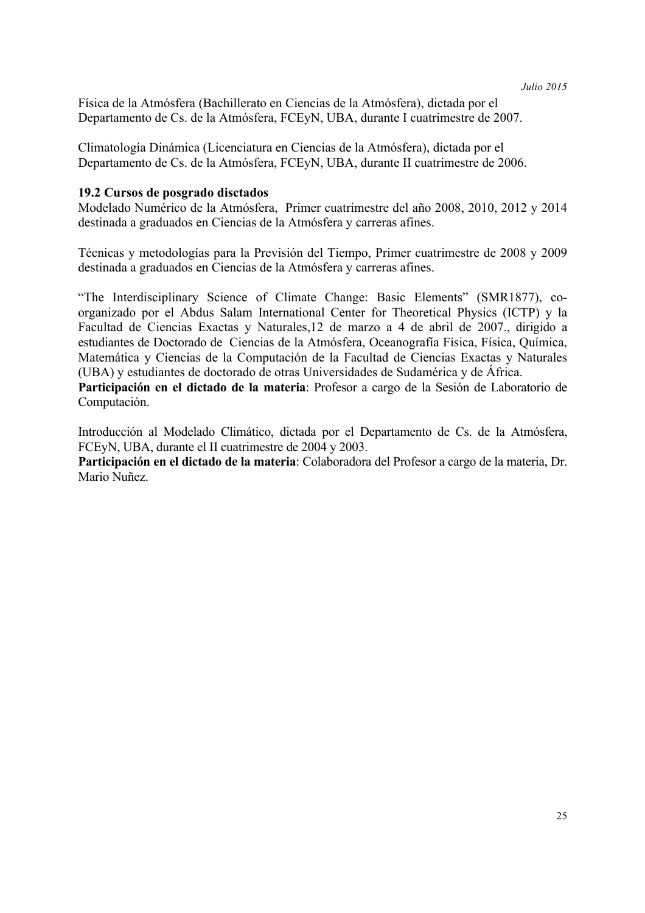Física de la Atmósfera (Bachillerato en Ciencias de la Atmósfera), dictada por el Departamento de Cs. de la Atmósfera, FCEyN, UBA, durante I cuatrimestre de 2007.

Climatología Dinámica (Licenciatura en Ciencias de la Atmósfera), dictada por el Departamento de Cs. de la Atmósfera, FCEyN, UBA, durante II cuatrimestre de 2006.

### 19.2 Cursos de posgrado disctados

Modelado Numérico de la Atmósfera, Primer cuatrimestre del año 2008, 2010, 2012 y 2014 destinada a graduados en Ciencias de la Atmósfera y carreras afines.

Técnicas y metodologías para la Previsión del Tiempo, Primer cuatrimestre de 2008 y 2009 destinada a graduados en Ciencias de la Atmósfera y carreras afines.

"The Interdisciplinary Science of Climate Change: Basic Elements" (SMR1877), co-organizado por el Abdus Salam International Center for Theoretical Physics (ICTP) y la Facultad de Ciencias Exactas y Naturales,12 de marzo a 4 de abril de 2007., dirigido a estudiantes de Doctorado de Ciencias de la Atmósfera, Oceanografía Física, Física, Química, Matemática y Ciencias de la Computación de la Facultad de Ciencias Exactas y Naturales (UBA) y estudiantes de doctorado de otras Universidades de Sudamérica y de África.
**Participación en el dictado de la materia**: Profesor a cargo de la Sesión de Laboratorio de Computación.

Introducción al Modelado Climático, dictada por el Departamento de Cs. de la Atmósfera, FCEyN, UBA, durante el II cuatrimestre de 2004 y 2003.
**Participación en el dictado de la materia**: Colaboradora del Profesor a cargo de la materia, Dr. Mario Nuñez.